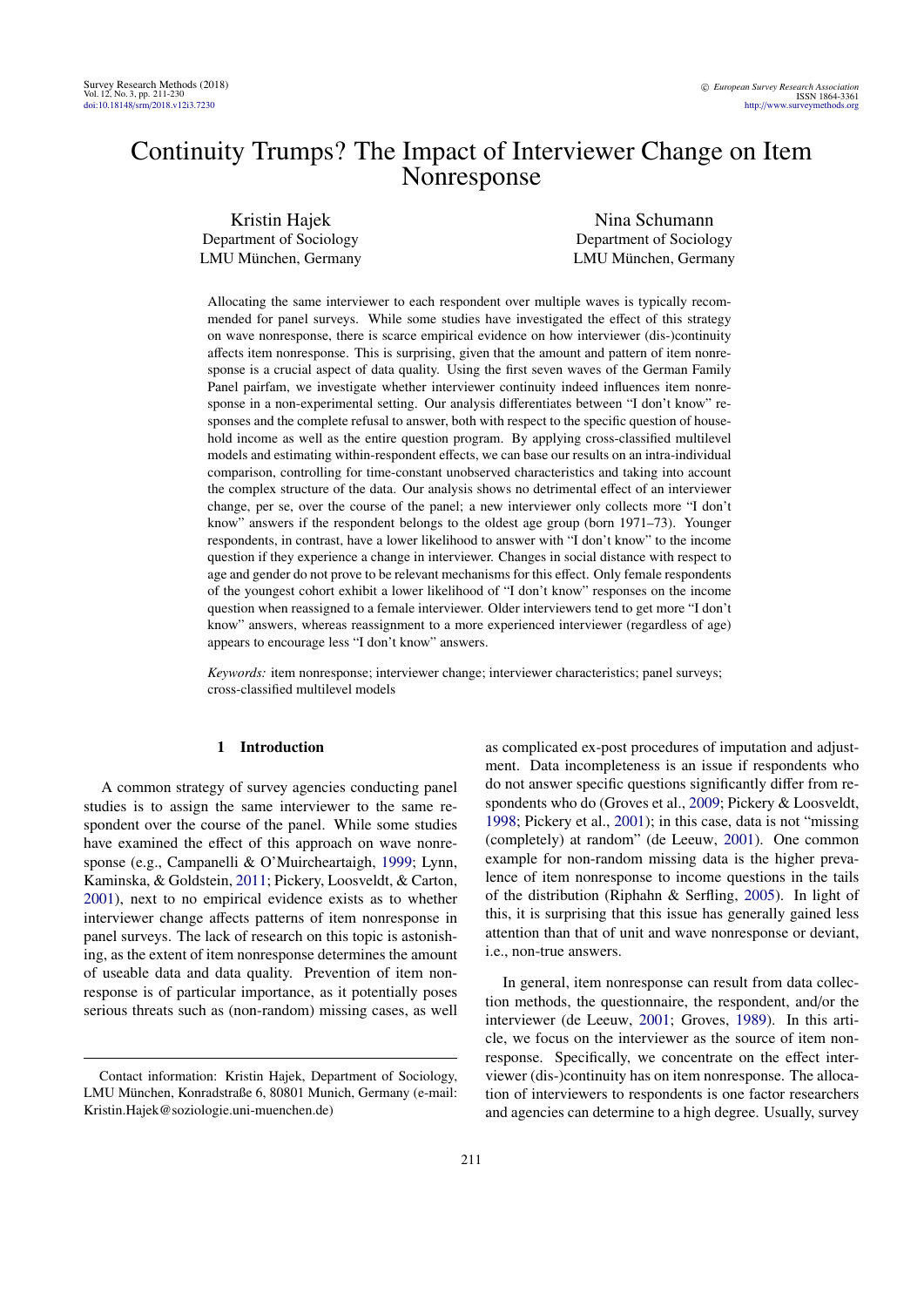# Continuity Trumps? The Impact of Interviewer Change on Item Nonresponse

Kristin Hajek
Department of Sociology
LMU München, Germany

Nina Schumann
Department of Sociology
LMU München, Germany

Allocating the same interviewer to each respondent over multiple waves is typically recommended for panel surveys. While some studies have investigated the effect of this strategy on wave nonresponse, there is scarce empirical evidence on how interviewer (dis-)continuity affects item nonresponse. This is surprising, given that the amount and pattern of item nonresponse is a crucial aspect of data quality. Using the first seven waves of the German Family Panel pairfam, we investigate whether interviewer continuity indeed influences item nonresponse in a non-experimental setting. Our analysis differentiates between "I don't know" responses and the complete refusal to answer, both with respect to the specific question of household income as well as the entire question program. By applying cross-classified multilevel models and estimating within-respondent effects, we can base our results on an intra-individual comparison, controlling for time-constant unobserved characteristics and taking into account the complex structure of the data. Our analysis shows no detrimental effect of an interviewer change, per se, over the course of the panel; a new interviewer only collects more "I don't know" answers if the respondent belongs to the oldest age group (born 1971–73). Younger respondents, in contrast, have a lower likelihood to answer with "I don't know" to the income question if they experience a change in interviewer. Changes in social distance with respect to age and gender do not prove to be relevant mechanisms for this effect. Only female respondents of the youngest cohort exhibit a lower likelihood of "I don't know" responses on the income question when reassigned to a female interviewer. Older interviewers tend to get more "I don't know" answers, whereas reassignment to a more experienced interviewer (regardless of age) appears to encourage less "I don't know" answers.

*Keywords:* item nonresponse; interviewer change; interviewer characteristics; panel surveys; cross-classified multilevel models

## 1 Introduction

A common strategy of survey agencies conducting panel studies is to assign the same interviewer to the same respondent over the course of the panel. While some studies have examined the effect of this approach on wave nonresponse (e.g., Campanelli & O'Muircheartaigh, 1999; Lynn, Kaminska, & Goldstein, 2011; Pickery, Loosveldt, & Carton, 2001), next to no empirical evidence exists as to whether interviewer change affects patterns of item nonresponse in panel surveys. The lack of research on this topic is astonishing, as the extent of item nonresponse determines the amount of useable data and data quality. Prevention of item nonresponse is of particular importance, as it potentially poses serious threats such as (non-random) missing cases, as well as complicated ex-post procedures of imputation and adjustment. Data incompleteness is an issue if respondents who do not answer specific questions significantly differ from respondents who do (Groves et al., 2009; Pickery & Loosveldt, 1998; Pickery et al., 2001); in this case, data is not "missing (completely) at random" (de Leeuw, 2001). One common example for non-random missing data is the higher prevalence of item nonresponse to income questions in the tails of the distribution (Riphahn & Serfling, 2005). In light of this, it is surprising that this issue has generally gained less attention than that of unit and wave nonresponse or deviant, i.e., non-true answers.

In general, item nonresponse can result from data collection methods, the questionnaire, the respondent, and/or the interviewer (de Leeuw, 2001; Groves, 1989). In this article, we focus on the interviewer as the source of item nonresponse. Specifically, we concentrate on the effect interviewer (dis-)continuity has on item nonresponse. The allocation of interviewers to respondents is one factor researchers and agencies can determine to a high degree. Usually, survey

Contact information: Kristin Hajek, Department of Sociology, LMU München, Konradstraße 6, 80801 Munich, Germany (e-mail: Kristin.Hajek@soziologie.uni-muenchen.de)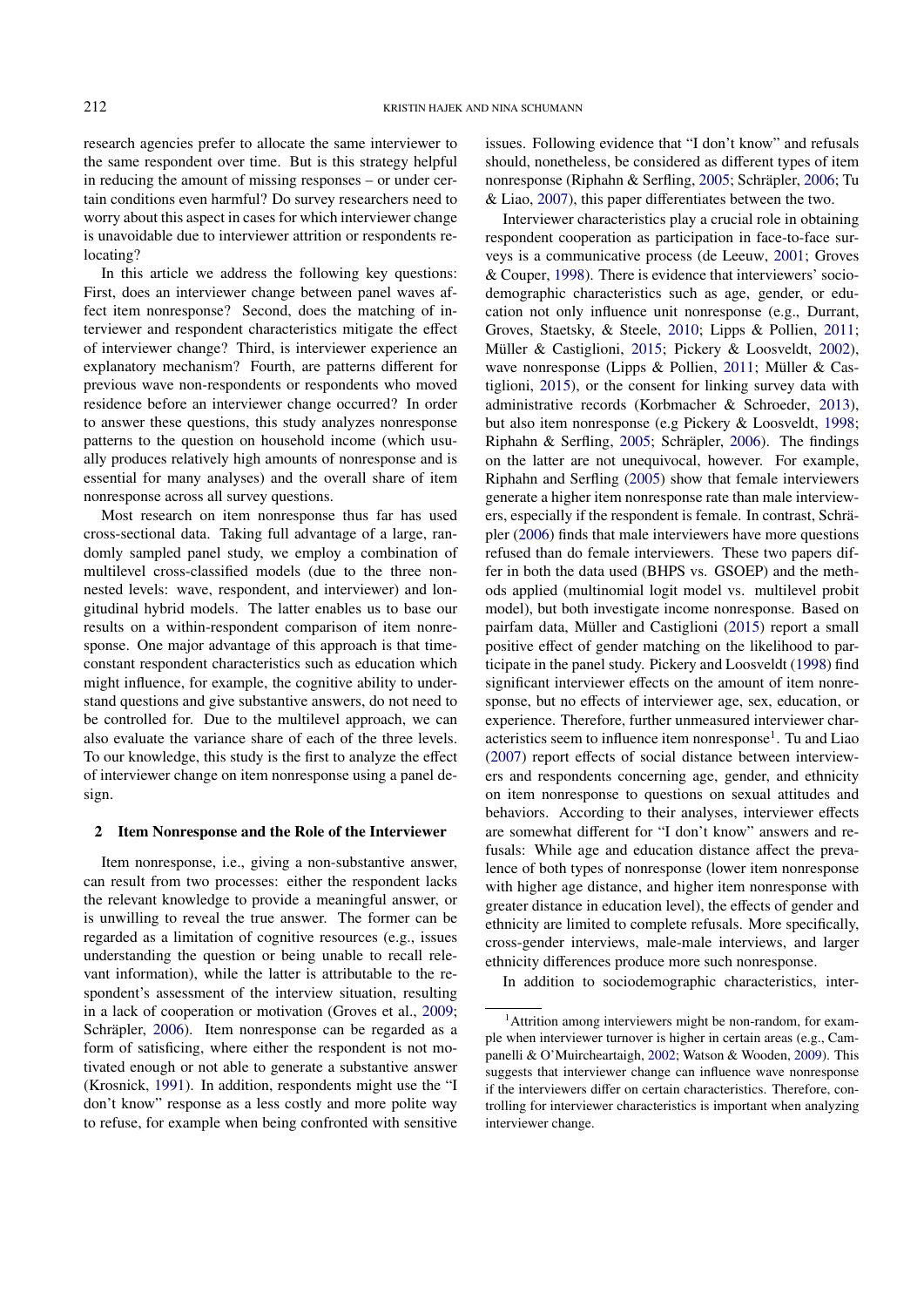research agencies prefer to allocate the same interviewer to the same respondent over time. But is this strategy helpful in reducing the amount of missing responses – or under certain conditions even harmful? Do survey researchers need to worry about this aspect in cases for which interviewer change is unavoidable due to interviewer attrition or respondents relocating?

In this article we address the following key questions: First, does an interviewer change between panel waves affect item nonresponse? Second, does the matching of interviewer and respondent characteristics mitigate the effect of interviewer change? Third, is interviewer experience an explanatory mechanism? Fourth, are patterns different for previous wave non-respondents or respondents who moved residence before an interviewer change occurred? In order to answer these questions, this study analyzes nonresponse patterns to the question on household income (which usually produces relatively high amounts of nonresponse and is essential for many analyses) and the overall share of item nonresponse across all survey questions.

Most research on item nonresponse thus far has used cross-sectional data. Taking full advantage of a large, randomly sampled panel study, we employ a combination of multilevel cross-classified models (due to the three non-nested levels: wave, respondent, and interviewer) and longitudinal hybrid models. The latter enables us to base our results on a within-respondent comparison of item nonresponse. One major advantage of this approach is that time-constant respondent characteristics such as education which might influence, for example, the cognitive ability to understand questions and give substantive answers, do not need to be controlled for. Due to the multilevel approach, we can also evaluate the variance share of each of the three levels. To our knowledge, this study is the first to analyze the effect of interviewer change on item nonresponse using a panel design.

## 2 Item Nonresponse and the Role of the Interviewer

Item nonresponse, i.e., giving a non-substantive answer, can result from two processes: either the respondent lacks the relevant knowledge to provide a meaningful answer, or is unwilling to reveal the true answer. The former can be regarded as a limitation of cognitive resources (e.g., issues understanding the question or being unable to recall relevant information), while the latter is attributable to the respondent's assessment of the interview situation, resulting in a lack of cooperation or motivation (Groves et al., 2009; Schräpler, 2006). Item nonresponse can be regarded as a form of satisficing, where either the respondent is not motivated enough or not able to generate a substantive answer (Krosnick, 1991). In addition, respondents might use the "I don't know" response as a less costly and more polite way to refuse, for example when being confronted with sensitive issues. Following evidence that "I don't know" and refusals should, nonetheless, be considered as different types of item nonresponse (Riphahn & Serfling, 2005; Schräpler, 2006; Tu & Liao, 2007), this paper differentiates between the two.

Interviewer characteristics play a crucial role in obtaining respondent cooperation as participation in face-to-face surveys is a communicative process (de Leeuw, 2001; Groves & Couper, 1998). There is evidence that interviewers' sociodemographic characteristics such as age, gender, or education not only influence unit nonresponse (e.g., Durrant, Groves, Staetsky, & Steele, 2010; Lipps & Pollien, 2011; Müller & Castiglioni, 2015; Pickery & Loosveldt, 2002), wave nonresponse (Lipps & Pollien, 2011; Müller & Castiglioni, 2015), or the consent for linking survey data with administrative records (Korbmacher & Schroeder, 2013), but also item nonresponse (e.g Pickery & Loosveldt, 1998; Riphahn & Serfling, 2005; Schräpler, 2006). The findings on the latter are not unequivocal, however. For example, Riphahn and Serfling (2005) show that female interviewers generate a higher item nonresponse rate than male interviewers, especially if the respondent is female. In contrast, Schräpler (2006) finds that male interviewers have more questions refused than do female interviewers. These two papers differ in both the data used (BHPS vs. GSOEP) and the methods applied (multinomial logit model vs. multilevel probit model), but both investigate income nonresponse. Based on pairfam data, Müller and Castiglioni (2015) report a small positive effect of gender matching on the likelihood to participate in the panel study. Pickery and Loosveldt (1998) find significant interviewer effects on the amount of item nonresponse, but no effects of interviewer age, sex, education, or experience. Therefore, further unmeasured interviewer characteristics seem to influence item nonresponse[1]. Tu and Liao (2007) report effects of social distance between interviewers and respondents concerning age, gender, and ethnicity on item nonresponse to questions on sexual attitudes and behaviors. According to their analyses, interviewer effects are somewhat different for "I don't know" answers and refusals: While age and education distance affect the prevalence of both types of nonresponse (lower item nonresponse with higher age distance, and higher item nonresponse with greater distance in education level), the effects of gender and ethnicity are limited to complete refusals. More specifically, cross-gender interviews, male-male interviews, and larger ethnicity differences produce more such nonresponse.

In addition to sociodemographic characteristics, inter-

[1]Attrition among interviewers might be non-random, for example when interviewer turnover is higher in certain areas (e.g., Campanelli & O'Muircheartaigh, 2002; Watson & Wooden, 2009). This suggests that interviewer change can influence wave nonresponse if the interviewers differ on certain characteristics. Therefore, controlling for interviewer characteristics is important when analyzing interviewer change.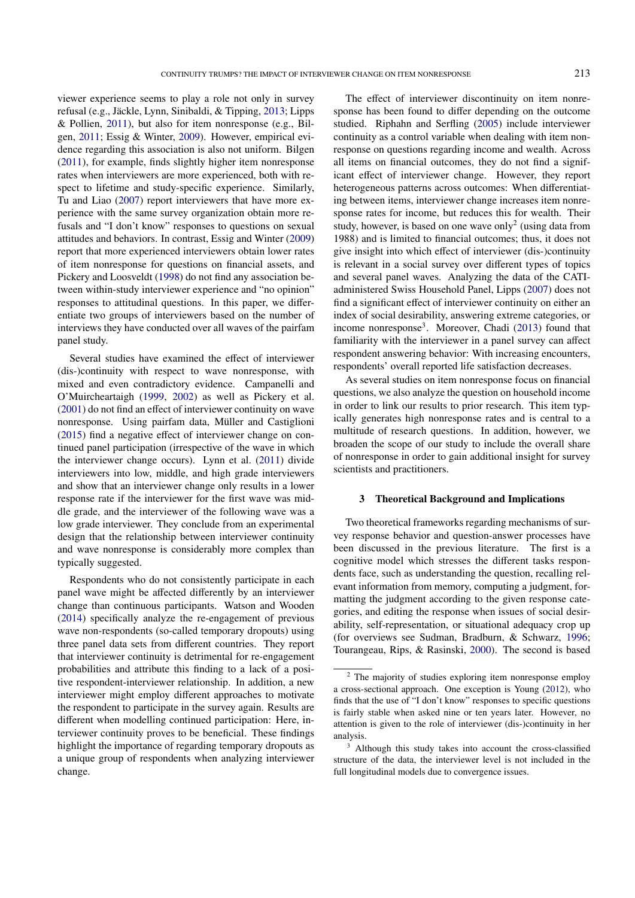viewer experience seems to play a role not only in survey refusal (e.g., Jäckle, Lynn, Sinibaldi, & Tipping, 2013; Lipps & Pollien, 2011), but also for item nonresponse (e.g., Bilgen, 2011; Essig & Winter, 2009). However, empirical evidence regarding this association is also not uniform. Bilgen (2011), for example, finds slightly higher item nonresponse rates when interviewers are more experienced, both with respect to lifetime and study-specific experience. Similarly, Tu and Liao (2007) report interviewers that have more experience with the same survey organization obtain more refusals and "I don't know" responses to questions on sexual attitudes and behaviors. In contrast, Essig and Winter (2009) report that more experienced interviewers obtain lower rates of item nonresponse for questions on financial assets, and Pickery and Loosveldt (1998) do not find any association between within-study interviewer experience and "no opinion" responses to attitudinal questions. In this paper, we differentiate two groups of interviewers based on the number of interviews they have conducted over all waves of the pairfam panel study.

Several studies have examined the effect of interviewer (dis-)continuity with respect to wave nonresponse, with mixed and even contradictory evidence. Campanelli and O'Muircheartaigh (1999, 2002) as well as Pickery et al. (2001) do not find an effect of interviewer continuity on wave nonresponse. Using pairfam data, Müller and Castiglioni (2015) find a negative effect of interviewer change on continued panel participation (irrespective of the wave in which the interviewer change occurs). Lynn et al. (2011) divide interviewers into low, middle, and high grade interviewers and show that an interviewer change only results in a lower response rate if the interviewer for the first wave was middle grade, and the interviewer of the following wave was a low grade interviewer. They conclude from an experimental design that the relationship between interviewer continuity and wave nonresponse is considerably more complex than typically suggested.

Respondents who do not consistently participate in each panel wave might be affected differently by an interviewer change than continuous participants. Watson and Wooden (2014) specifically analyze the re-engagement of previous wave non-respondents (so-called temporary dropouts) using three panel data sets from different countries. They report that interviewer continuity is detrimental for re-engagement probabilities and attribute this finding to a lack of a positive respondent-interviewer relationship. In addition, a new interviewer might employ different approaches to motivate the respondent to participate in the survey again. Results are different when modelling continued participation: Here, interviewer continuity proves to be beneficial. These findings highlight the importance of regarding temporary dropouts as a unique group of respondents when analyzing interviewer change.

The effect of interviewer discontinuity on item nonresponse has been found to differ depending on the outcome studied. Riphahn and Serfling (2005) include interviewer continuity as a control variable when dealing with item nonresponse on questions regarding income and wealth. Across all items on financial outcomes, they do not find a significant effect of interviewer change. However, they report heterogeneous patterns across outcomes: When differentiating between items, interviewer change increases item nonresponse rates for income, but reduces this for wealth. Their study, however, is based on one wave only[2] (using data from 1988) and is limited to financial outcomes; thus, it does not give insight into which effect of interviewer (dis-)continuity is relevant in a social survey over different types of topics and several panel waves. Analyzing the data of the CATI-administered Swiss Household Panel, Lipps (2007) does not find a significant effect of interviewer continuity on either an index of social desirability, answering extreme categories, or income nonresponse[3]. Moreover, Chadi (2013) found that familiarity with the interviewer in a panel survey can affect respondent answering behavior: With increasing encounters, respondents' overall reported life satisfaction decreases.

As several studies on item nonresponse focus on financial questions, we also analyze the question on household income in order to link our results to prior research. This item typically generates high nonresponse rates and is central to a multitude of research questions. In addition, however, we broaden the scope of our study to include the overall share of nonresponse in order to gain additional insight for survey scientists and practitioners.

## 3 Theoretical Background and Implications

Two theoretical frameworks regarding mechanisms of survey response behavior and question-answer processes have been discussed in the previous literature. The first is a cognitive model which stresses the different tasks respondents face, such as understanding the question, recalling relevant information from memory, computing a judgment, formatting the judgment according to the given response categories, and editing the response when issues of social desirability, self-representation, or situational adequacy crop up (for overviews see Sudman, Bradburn, & Schwarz, 1996; Tourangeau, Rips, & Rasinski, 2000). The second is based

[2] The majority of studies exploring item nonresponse employ a cross-sectional approach. One exception is Young (2012), who finds that the use of "I don't know" responses to specific questions is fairly stable when asked nine or ten years later. However, no attention is given to the role of interviewer (dis-)continuity in her analysis.

[3] Although this study takes into account the cross-classified structure of the data, the interviewer level is not included in the full longitudinal models due to convergence issues.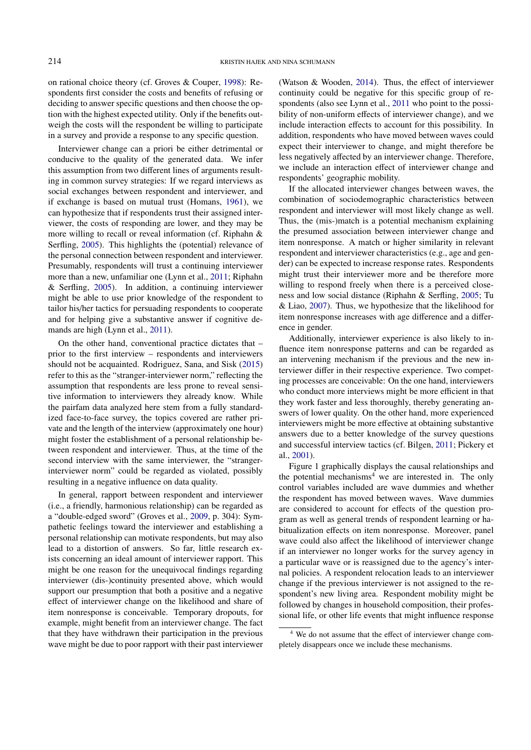on rational choice theory (cf. Groves & Couper, 1998): Respondents first consider the costs and benefits of refusing or deciding to answer specific questions and then choose the option with the highest expected utility. Only if the benefits outweigh the costs will the respondent be willing to participate in a survey and provide a response to any specific question.

Interviewer change can a priori be either detrimental or conducive to the quality of the generated data. We infer this assumption from two different lines of arguments resulting in common survey strategies: If we regard interviews as social exchanges between respondent and interviewer, and if exchange is based on mutual trust (Homans, 1961), we can hypothesize that if respondents trust their assigned interviewer, the costs of responding are lower, and they may be more willing to recall or reveal information (cf. Riphahn & Serfling, 2005). This highlights the (potential) relevance of the personal connection between respondent and interviewer. Presumably, respondents will trust a continuing interviewer more than a new, unfamiliar one (Lynn et al., 2011; Riphahn & Serfling, 2005). In addition, a continuing interviewer might be able to use prior knowledge of the respondent to tailor his/her tactics for persuading respondents to cooperate and for helping give a substantive answer if cognitive demands are high (Lynn et al., 2011).

On the other hand, conventional practice dictates that – prior to the first interview – respondents and interviewers should not be acquainted. Rodriguez, Sana, and Sisk (2015) refer to this as the "stranger-interviewer norm," reflecting the assumption that respondents are less prone to reveal sensitive information to interviewers they already know. While the pairfam data analyzed here stem from a fully standardized face-to-face survey, the topics covered are rather private and the length of the interview (approximately one hour) might foster the establishment of a personal relationship between respondent and interviewer. Thus, at the time of the second interview with the same interviewer, the "stranger-interviewer norm" could be regarded as violated, possibly resulting in a negative influence on data quality.

In general, rapport between respondent and interviewer (i.e., a friendly, harmonious relationship) can be regarded as a "double-edged sword" (Groves et al., 2009, p. 304): Sympathetic feelings toward the interviewer and establishing a personal relationship can motivate respondents, but may also lead to a distortion of answers. So far, little research exists concerning an ideal amount of interviewer rapport. This might be one reason for the unequivocal findings regarding interviewer (dis-)continuity presented above, which would support our presumption that both a positive and a negative effect of interviewer change on the likelihood and share of item nonresponse is conceivable. Temporary dropouts, for example, might benefit from an interviewer change. The fact that they have withdrawn their participation in the previous wave might be due to poor rapport with their past interviewer (Watson & Wooden, 2014). Thus, the effect of interviewer continuity could be negative for this specific group of respondents (also see Lynn et al., 2011 who point to the possibility of non-uniform effects of interviewer change), and we include interaction effects to account for this possibility. In addition, respondents who have moved between waves could expect their interviewer to change, and might therefore be less negatively affected by an interviewer change. Therefore, we include an interaction effect of interviewer change and respondents' geographic mobility.

If the allocated interviewer changes between waves, the combination of sociodemographic characteristics between respondent and interviewer will most likely change as well. Thus, the (mis-)match is a potential mechanism explaining the presumed association between interviewer change and item nonresponse. A match or higher similarity in relevant respondent and interviewer characteristics (e.g., age and gender) can be expected to increase response rates. Respondents might trust their interviewer more and be therefore more willing to respond freely when there is a perceived closeness and low social distance (Riphahn & Serfling, 2005; Tu & Liao, 2007). Thus, we hypothesize that the likelihood for item nonresponse increases with age difference and a difference in gender.

Additionally, interviewer experience is also likely to influence item nonresponse patterns and can be regarded as an intervening mechanism if the previous and the new interviewer differ in their respective experience. Two competing processes are conceivable: On the one hand, interviewers who conduct more interviews might be more efficient in that they work faster and less thoroughly, thereby generating answers of lower quality. On the other hand, more experienced interviewers might be more effective at obtaining substantive answers due to a better knowledge of the survey questions and successful interview tactics (cf. Bilgen, 2011; Pickery et al., 2001).

Figure 1 graphically displays the causal relationships and the potential mechanisms[4] we are interested in. The only control variables included are wave dummies and whether the respondent has moved between waves. Wave dummies are considered to account for effects of the question program as well as general trends of respondent learning or habitualization effects on item nonresponse. Moreover, panel wave could also affect the likelihood of interviewer change if an interviewer no longer works for the survey agency in a particular wave or is reassigned due to the agency's internal policies. A respondent relocation leads to an interviewer change if the previous interviewer is not assigned to the respondent's new living area. Respondent mobility might be followed by changes in household composition, their professional life, or other life events that might influence response

[4] We do not assume that the effect of interviewer change completely disappears once we include these mechanisms.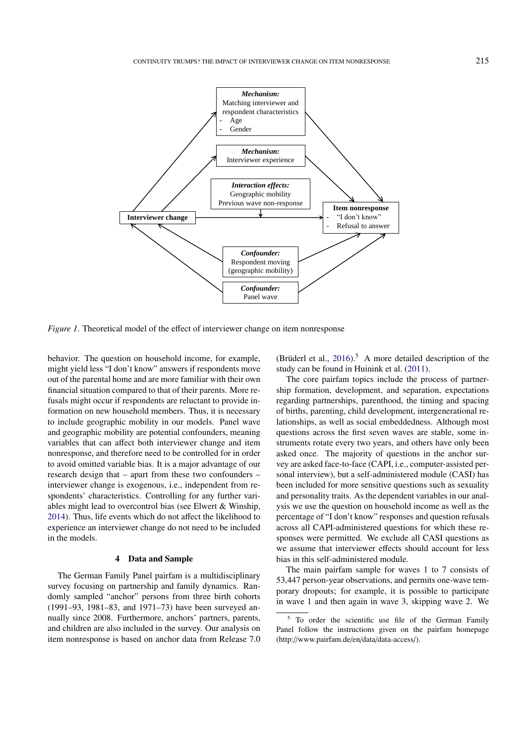*Figure 1*. Theoretical model of the effect of interviewer change on item nonresponse

behavior. The question on household income, for example, might yield less "I don't know" answers if respondents move out of the parental home and are more familiar with their own financial situation compared to that of their parents. More refusals might occur if respondents are reluctant to provide information on new household members. Thus, it is necessary to include geographic mobility in our models. Panel wave and geographic mobility are potential confounders, meaning variables that can affect both interviewer change and item nonresponse, and therefore need to be controlled for in order to avoid omitted variable bias. It is a major advantage of our research design that – apart from these two confounders – interviewer change is exogenous, i.e., independent from respondents' characteristics. Controlling for any further variables might lead to overcontrol bias (see Elwert & Winship, 2014). Thus, life events which do not affect the likelihood to experience an interviewer change do not need to be included in the models.

## 4 Data and Sample

The German Family Panel pairfam is a multidisciplinary survey focusing on partnership and family dynamics. Randomly sampled "anchor" persons from three birth cohorts (1991–93, 1981–83, and 1971–73) have been surveyed annually since 2008. Furthermore, anchors' partners, parents, and children are also included in the survey. Our analysis on item nonresponse is based on anchor data from Release 7.0 (Brüderl et al., 2016).[5] A more detailed description of the study can be found in Huinink et al. (2011).

The core pairfam topics include the process of partnership formation, development, and separation, expectations regarding partnerships, parenthood, the timing and spacing of births, parenting, child development, intergenerational relationships, as well as social embeddedness. Although most questions across the first seven waves are stable, some instruments rotate every two years, and others have only been asked once. The majority of questions in the anchor survey are asked face-to-face (CAPI, i.e., computer-assisted personal interview), but a self-administered module (CASI) has been included for more sensitive questions such as sexuality and personality traits. As the dependent variables in our analysis we use the question on household income as well as the percentage of "I don't know" responses and question refusals across all CAPI-administered questions for which these responses were permitted. We exclude all CASI questions as we assume that interviewer effects should account for less bias in this self-administered module.

The main pairfam sample for waves 1 to 7 consists of 53,447 person-year observations, and permits one-wave temporary dropouts; for example, it is possible to participate in wave 1 and then again in wave 3, skipping wave 2. We

[5] To order the scientific use file of the German Family Panel follow the instructions given on the pairfam homepage (http://www.pairfam.de/en/data/data-access/).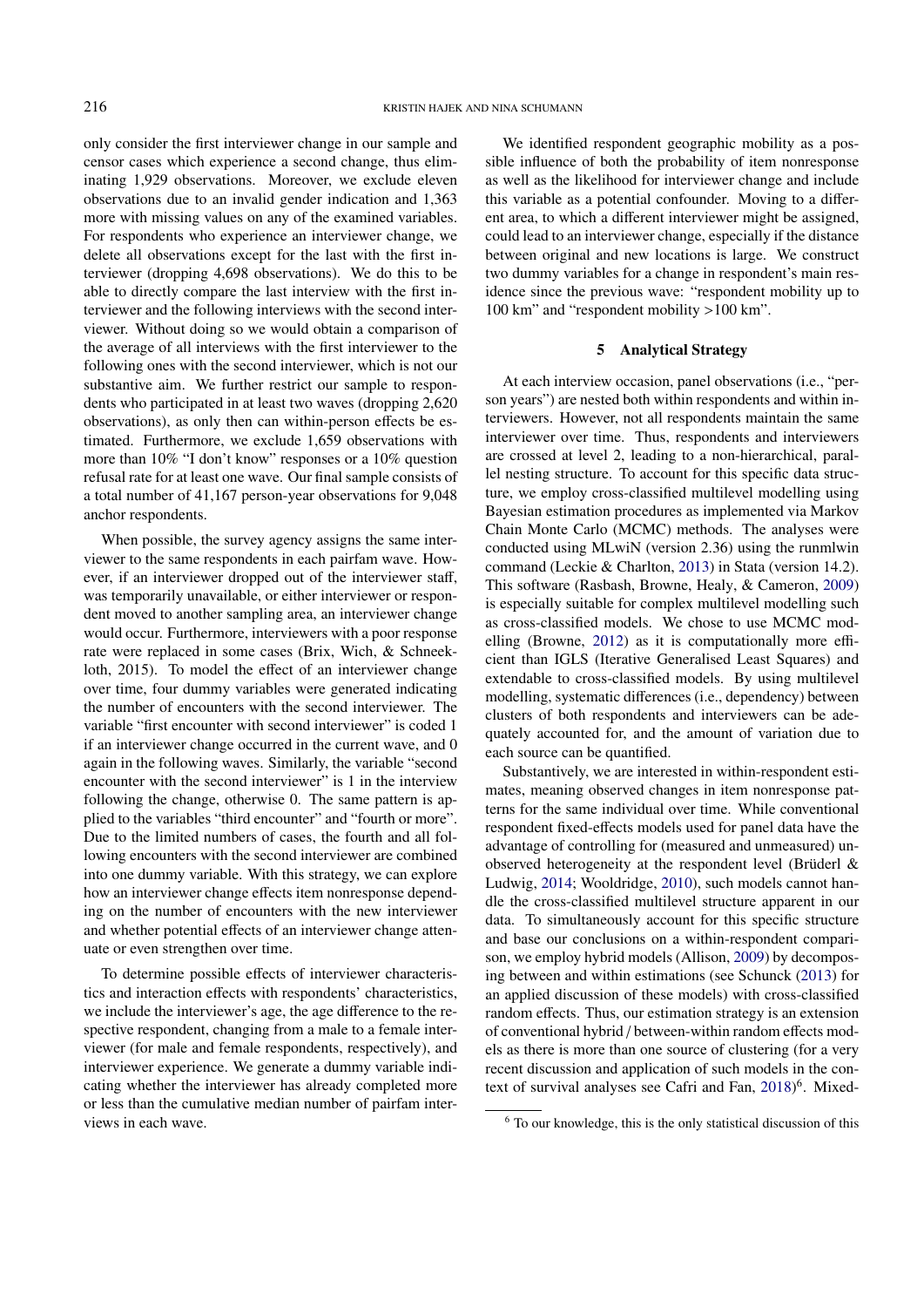only consider the first interviewer change in our sample and censor cases which experience a second change, thus eliminating 1,929 observations. Moreover, we exclude eleven observations due to an invalid gender indication and 1,363 more with missing values on any of the examined variables. For respondents who experience an interviewer change, we delete all observations except for the last with the first interviewer (dropping 4,698 observations). We do this to be able to directly compare the last interview with the first interviewer and the following interviews with the second interviewer. Without doing so we would obtain a comparison of the average of all interviews with the first interviewer to the following ones with the second interviewer, which is not our substantive aim. We further restrict our sample to respondents who participated in at least two waves (dropping 2,620 observations), as only then can within-person effects be estimated. Furthermore, we exclude 1,659 observations with more than 10% "I don't know" responses or a 10% question refusal rate for at least one wave. Our final sample consists of a total number of 41,167 person-year observations for 9,048 anchor respondents.

When possible, the survey agency assigns the same interviewer to the same respondents in each pairfam wave. However, if an interviewer dropped out of the interviewer staff, was temporarily unavailable, or either interviewer or respondent moved to another sampling area, an interviewer change would occur. Furthermore, interviewers with a poor response rate were replaced in some cases (Brix, Wich, & Schneekloth, 2015). To model the effect of an interviewer change over time, four dummy variables were generated indicating the number of encounters with the second interviewer. The variable "first encounter with second interviewer" is coded 1 if an interviewer change occurred in the current wave, and 0 again in the following waves. Similarly, the variable "second encounter with the second interviewer" is 1 in the interview following the change, otherwise 0. The same pattern is applied to the variables "third encounter" and "fourth or more". Due to the limited numbers of cases, the fourth and all following encounters with the second interviewer are combined into one dummy variable. With this strategy, we can explore how an interviewer change effects item nonresponse depending on the number of encounters with the new interviewer and whether potential effects of an interviewer change attenuate or even strengthen over time.

To determine possible effects of interviewer characteristics and interaction effects with respondents' characteristics, we include the interviewer's age, the age difference to the respective respondent, changing from a male to a female interviewer (for male and female respondents, respectively), and interviewer experience. We generate a dummy variable indicating whether the interviewer has already completed more or less than the cumulative median number of pairfam interviews in each wave.

We identified respondent geographic mobility as a possible influence of both the probability of item nonresponse as well as the likelihood for interviewer change and include this variable as a potential confounder. Moving to a different area, to which a different interviewer might be assigned, could lead to an interviewer change, especially if the distance between original and new locations is large. We construct two dummy variables for a change in respondent's main residence since the previous wave: "respondent mobility up to 100 km" and "respondent mobility >100 km".

## 5 Analytical Strategy

At each interview occasion, panel observations (i.e., "person years") are nested both within respondents and within interviewers. However, not all respondents maintain the same interviewer over time. Thus, respondents and interviewers are crossed at level 2, leading to a non-hierarchical, parallel nesting structure. To account for this specific data structure, we employ cross-classified multilevel modelling using Bayesian estimation procedures as implemented via Markov Chain Monte Carlo (MCMC) methods. The analyses were conducted using MLwiN (version 2.36) using the runmlwin command (Leckie & Charlton, 2013) in Stata (version 14.2). This software (Rasbash, Browne, Healy, & Cameron, 2009) is especially suitable for complex multilevel modelling such as cross-classified models. We chose to use MCMC modelling (Browne, 2012) as it is computationally more efficient than IGLS (Iterative Generalised Least Squares) and extendable to cross-classified models. By using multilevel modelling, systematic differences (i.e., dependency) between clusters of both respondents and interviewers can be adequately accounted for, and the amount of variation due to each source can be quantified.

Substantively, we are interested in within-respondent estimates, meaning observed changes in item nonresponse patterns for the same individual over time. While conventional respondent fixed-effects models used for panel data have the advantage of controlling for (measured and unmeasured) unobserved heterogeneity at the respondent level (Brüderl & Ludwig, 2014; Wooldridge, 2010), such models cannot handle the cross-classified multilevel structure apparent in our data. To simultaneously account for this specific structure and base our conclusions on a within-respondent comparison, we employ hybrid models (Allison, 2009) by decomposing between and within estimations (see Schunck (2013) for an applied discussion of these models) with cross-classified random effects. Thus, our estimation strategy is an extension of conventional hybrid / between-within random effects models as there is more than one source of clustering (for a very recent discussion and application of such models in the context of survival analyses see Cafri and Fan, 2018)[6]. Mixed-

[6] To our knowledge, this is the only statistical discussion of this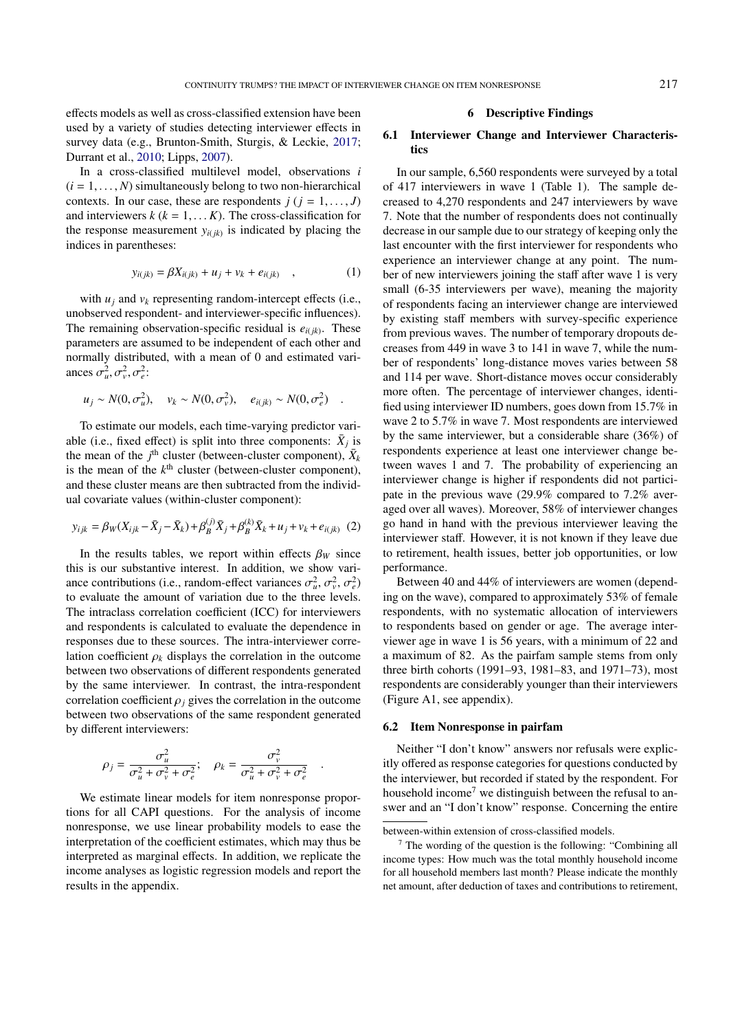effects models as well as cross-classified extension have been used by a variety of studies detecting interviewer effects in survey data (e.g., Brunton-Smith, Sturgis, & Leckie, 2017; Durrant et al., 2010; Lipps, 2007).

In a cross-classified multilevel model, observations $i$ ($i = 1, \ldots, N$) simultaneously belong to two non-hierarchical contexts. In our case, these are respondents $j$ ($j = 1, \ldots, J$) and interviewers $k$ ($k = 1, \ldots K$). The cross-classification for the response measurement $y_{i(jk)}$ is indicated by placing the indices in parentheses:

$$y_{i(jk)} = \beta X_{i(jk)} + u_j + v_k + e_{i(jk)} \quad , \tag{1}$$

with $u_j$ and $v_k$ representing random-intercept effects (i.e., unobserved respondent- and interviewer-specific influences). The remaining observation-specific residual is $e_{i(jk)}$. These parameters are assumed to be independent of each other and normally distributed, with a mean of 0 and estimated variances $\sigma_u^2, \sigma_v^2, \sigma_e^2$:

$$u_j \sim N(0, \sigma_u^2), \quad v_k \sim N(0, \sigma_v^2), \quad e_{i(jk)} \sim N(0, \sigma_e^2) \quad .$$

To estimate our models, each time-varying predictor variable (i.e., fixed effect) is split into three components: $\bar{X}_j$ is the mean of the $j^{\text{th}}$ cluster (between-cluster component), $\bar{X}_k$ is the mean of the $k^{\text{th}}$ cluster (between-cluster component), and these cluster means are then subtracted from the individual covariate values (within-cluster component):

$$y_{ijk} = \beta_W(X_{ijk} - \bar{X}_j - \bar{X}_k) + \beta_B^{(j)}\bar{X}_j + \beta_B^{(k)}\bar{X}_k + u_j + v_k + e_{i(jk)} \tag{2}$$

In the results tables, we report within effects $\beta_W$ since this is our substantive interest. In addition, we show variance contributions (i.e., random-effect variances $\sigma_u^2$, $\sigma_v^2$, $\sigma_e^2$) to evaluate the amount of variation due to the three levels. The intraclass correlation coefficient (ICC) for interviewers and respondents is calculated to evaluate the dependence in responses due to these sources. The intra-interviewer correlation coefficient $\rho_k$ displays the correlation in the outcome between two observations of different respondents generated by the same interviewer. In contrast, the intra-respondent correlation coefficient $\rho_j$ gives the correlation in the outcome between two observations of the same respondent generated by different interviewers:

$$\rho_j = \frac{\sigma_u^2}{\sigma_u^2 + \sigma_v^2 + \sigma_e^2}; \quad \rho_k = \frac{\sigma_v^2}{\sigma_u^2 + \sigma_v^2 + \sigma_e^2} \quad .$$

We estimate linear models for item nonresponse proportions for all CAPI questions. For the analysis of income nonresponse, we use linear probability models to ease the interpretation of the coefficient estimates, which may thus be interpreted as marginal effects. In addition, we replicate the income analyses as logistic regression models and report the results in the appendix.

## 6 Descriptive Findings

### 6.1 Interviewer Change and Interviewer Characteristics

In our sample, 6,560 respondents were surveyed by a total of 417 interviewers in wave 1 (Table 1). The sample decreased to 4,270 respondents and 247 interviewers by wave 7. Note that the number of respondents does not continually decrease in our sample due to our strategy of keeping only the last encounter with the first interviewer for respondents who experience an interviewer change at any point. The number of new interviewers joining the staff after wave 1 is very small (6-35 interviewers per wave), meaning the majority of respondents facing an interviewer change are interviewed by existing staff members with survey-specific experience from previous waves. The number of temporary dropouts decreases from 449 in wave 3 to 141 in wave 7, while the number of respondents' long-distance moves varies between 58 and 114 per wave. Short-distance moves occur considerably more often. The percentage of interviewer changes, identified using interviewer ID numbers, goes down from 15.7% in wave 2 to 5.7% in wave 7. Most respondents are interviewed by the same interviewer, but a considerable share (36%) of respondents experience at least one interviewer change between waves 1 and 7. The probability of experiencing an interviewer change is higher if respondents did not participate in the previous wave (29.9% compared to 7.2% averaged over all waves). Moreover, 58% of interviewer changes go hand in hand with the previous interviewer leaving the interviewer staff. However, it is not known if they leave due to retirement, health issues, better job opportunities, or low performance.

Between 40 and 44% of interviewers are women (depending on the wave), compared to approximately 53% of female respondents, with no systematic allocation of interviewers to respondents based on gender or age. The average interviewer age in wave 1 is 56 years, with a minimum of 22 and a maximum of 82. As the pairfam sample stems from only three birth cohorts (1991–93, 1981–83, and 1971–73), most respondents are considerably younger than their interviewers (Figure A1, see appendix).

### 6.2 Item Nonresponse in pairfam

Neither "I don't know" answers nor refusals were explicitly offered as response categories for questions conducted by the interviewer, but recorded if stated by the respondent. For household income[7] we distinguish between the refusal to answer and an "I don't know" response. Concerning the entire

between-within extension of cross-classified models.

[7] The wording of the question is the following: "Combining all income types: How much was the total monthly household income for all household members last month? Please indicate the monthly net amount, after deduction of taxes and contributions to retirement,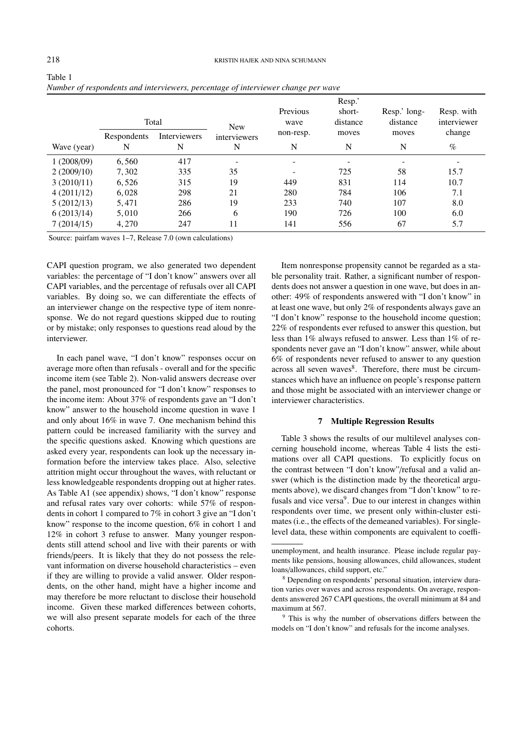Table 1
*Number of respondents and interviewers, percentage of interviewer change per wave*

| | Total | | New interviewers | Previous wave non-resp. | Resp.' short-distance moves | Resp.' long-distance moves | Resp. with interviewer change |
|---|---|---|---|---|---|---|---|
| | Respondents | Interviewers | | | | | |
| Wave (year) | N | N | N | N | N | N | % |
| 1 (2008/09) | 6,560 | 417 | - | - | - | - | - |
| 2 (2009/10) | 7,302 | 335 | 35 | - | 725 | 58 | 15.7 |
| 3 (2010/11) | 6,526 | 315 | 19 | 449 | 831 | 114 | 10.7 |
| 4 (2011/12) | 6,028 | 298 | 21 | 280 | 784 | 106 | 7.1 |
| 5 (2012/13) | 5,471 | 286 | 19 | 233 | 740 | 107 | 8.0 |
| 6 (2013/14) | 5,010 | 266 | 6 | 190 | 726 | 100 | 6.0 |
| 7 (2014/15) | 4,270 | 247 | 11 | 141 | 556 | 67 | 5.7 |

Source: pairfam waves 1–7, Release 7.0 (own calculations)

CAPI question program, we also generated two dependent variables: the percentage of "I don't know" answers over all CAPI variables, and the percentage of refusals over all CAPI variables. By doing so, we can differentiate the effects of an interviewer change on the respective type of item nonresponse. We do not regard questions skipped due to routing or by mistake; only responses to questions read aloud by the interviewer.

In each panel wave, "I don't know" responses occur on average more often than refusals - overall and for the specific income item (see Table 2). Non-valid answers decrease over the panel, most pronounced for "I don't know" responses to the income item: About 37% of respondents gave an "I don't know" answer to the household income question in wave 1 and only about 16% in wave 7. One mechanism behind this pattern could be increased familiarity with the survey and the specific questions asked. Knowing which questions are asked every year, respondents can look up the necessary information before the interview takes place. Also, selective attrition might occur throughout the waves, with reluctant or less knowledgeable respondents dropping out at higher rates. As Table A1 (see appendix) shows, "I don't know" response and refusal rates vary over cohorts: while 57% of respondents in cohort 1 compared to 7% in cohort 3 give an "I don't know" response to the income question, 6% in cohort 1 and 12% in cohort 3 refuse to answer. Many younger respondents still attend school and live with their parents or with friends/peers. It is likely that they do not possess the relevant information on diverse household characteristics – even if they are willing to provide a valid answer. Older respondents, on the other hand, might have a higher income and may therefore be more reluctant to disclose their household income. Given these marked differences between cohorts, we will also present separate models for each of the three cohorts.

Item nonresponse propensity cannot be regarded as a stable personality trait. Rather, a significant number of respondents does not answer a question in one wave, but does in another: 49% of respondents answered with "I don't know" in at least one wave, but only 2% of respondents always gave an "I don't know" response to the household income question; 22% of respondents ever refused to answer this question, but less than 1% always refused to answer. Less than 1% of respondents never gave an "I don't know" answer, while about 6% of respondents never refused to answer to any question across all seven waves[8]. Therefore, there must be circumstances which have an influence on people's response pattern and those might be associated with an interviewer change or interviewer characteristics.

## 7 Multiple Regression Results

Table 3 shows the results of our multilevel analyses concerning household income, whereas Table 4 lists the estimations over all CAPI questions. To explicitly focus on the contrast between "I don't know"/refusal and a valid answer (which is the distinction made by the theoretical arguments above), we discard changes from "I don't know" to refusals and vice versa[9]. Due to our interest in changes within respondents over time, we present only within-cluster estimates (i.e., the effects of the demeaned variables). For single-level data, these within components are equivalent to coeffi-

unemployment, and health insurance. Please include regular payments like pensions, housing allowances, child allowances, student loans/allowances, child support, etc."

[8] Depending on respondents' personal situation, interview duration varies over waves and across respondents. On average, respondents answered 267 CAPI questions, the overall minimum at 84 and maximum at 567.

[9] This is why the number of observations differs between the models on "I don't know" and refusals for the income analyses.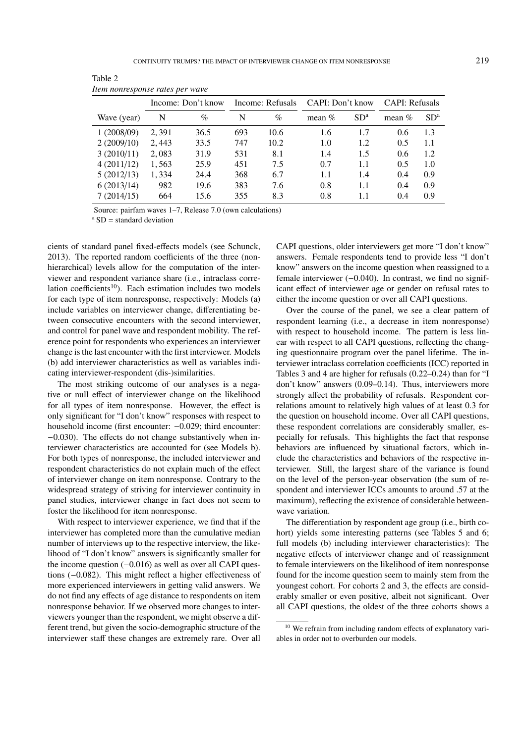Table 2
*Item nonresponse rates per wave*

| | Income: Don't know | | Income: Refusals | | CAPI: Don't know | | CAPI: Refusals | |
|---|---|---|---|---|---|---|---|---|
| Wave (year) | N | % | N | % | mean % | SD[a] | mean % | SD[a] |
| 1 (2008/09) | 2, 391 | 36.5 | 693 | 10.6 | 1.6 | 1.7 | 0.6 | 1.3 |
| 2 (2009/10) | 2, 443 | 33.5 | 747 | 10.2 | 1.0 | 1.2 | 0.5 | 1.1 |
| 3 (2010/11) | 2, 083 | 31.9 | 531 | 8.1 | 1.4 | 1.5 | 0.6 | 1.2 |
| 4 (2011/12) | 1, 563 | 25.9 | 451 | 7.5 | 0.7 | 1.1 | 0.5 | 1.0 |
| 5 (2012/13) | 1, 334 | 24.4 | 368 | 6.7 | 1.1 | 1.4 | 0.4 | 0.9 |
| 6 (2013/14) | 982 | 19.6 | 383 | 7.6 | 0.8 | 1.1 | 0.4 | 0.9 |
| 7 (2014/15) | 664 | 15.6 | 355 | 8.3 | 0.8 | 1.1 | 0.4 | 0.9 |

Source: pairfam waves 1–7, Release 7.0 (own calculations)

[a] SD = standard deviation

cients of standard panel fixed-effects models (see Schunck, 2013). The reported random coefficients of the three (non-hierarchical) levels allow for the computation of the interviewer and respondent variance share (i.e., intraclass correlation coefficients[10]). Each estimation includes two models for each type of item nonresponse, respectively: Models (a) include variables on interviewer change, differentiating between consecutive encounters with the second interviewer, and control for panel wave and respondent mobility. The reference point for respondents who experiences an interviewer change is the last encounter with the first interviewer. Models (b) add interviewer characteristics as well as variables indicating interviewer-respondent (dis-)similarities.

The most striking outcome of our analyses is a negative or null effect of interviewer change on the likelihood for all types of item nonresponse. However, the effect is only significant for "I don't know" responses with respect to household income (first encounter: −0.029; third encounter: −0.030). The effects do not change substantively when interviewer characteristics are accounted for (see Models b). For both types of nonresponse, the included interviewer and respondent characteristics do not explain much of the effect of interviewer change on item nonresponse. Contrary to the widespread strategy of striving for interviewer continuity in panel studies, interviewer change in fact does not seem to foster the likelihood for item nonresponse.

With respect to interviewer experience, we find that if the interviewer has completed more than the cumulative median number of interviews up to the respective interview, the likelihood of "I don't know" answers is significantly smaller for the income question (−0.016) as well as over all CAPI questions (−0.082). This might reflect a higher effectiveness of more experienced interviewers in getting valid answers. We do not find any effects of age distance to respondents on item nonresponse behavior. If we observed more changes to interviewers younger than the respondent, we might observe a different trend, but given the socio-demographic structure of the interviewer staff these changes are extremely rare. Over all CAPI questions, older interviewers get more "I don't know" answers. Female respondents tend to provide less "I don't know" answers on the income question when reassigned to a female interviewer (−0.040). In contrast, we find no significant effect of interviewer age or gender on refusal rates to either the income question or over all CAPI questions.

Over the course of the panel, we see a clear pattern of respondent learning (i.e., a decrease in item nonresponse) with respect to household income. The pattern is less linear with respect to all CAPI questions, reflecting the changing questionnaire program over the panel lifetime. The interviewer intraclass correlation coefficients (ICC) reported in Tables 3 and 4 are higher for refusals (0.22–0.24) than for "I don't know" answers (0.09–0.14). Thus, interviewers more strongly affect the probability of refusals. Respondent correlations amount to relatively high values of at least 0.3 for the question on household income. Over all CAPI questions, these respondent correlations are considerably smaller, especially for refusals. This highlights the fact that response behaviors are influenced by situational factors, which include the characteristics and behaviors of the respective interviewer. Still, the largest share of the variance is found on the level of the person-year observation (the sum of respondent and interviewer ICCs amounts to around .57 at the maximum), reflecting the existence of considerable between-wave variation.

The differentiation by respondent age group (i.e., birth cohort) yields some interesting patterns (see Tables 5 and 6; full models (b) including interviewer characteristics): The negative effects of interviewer change and of reassignment to female interviewers on the likelihood of item nonresponse found for the income question seem to mainly stem from the youngest cohort. For cohorts 2 and 3, the effects are considerably smaller or even positive, albeit not significant. Over all CAPI questions, the oldest of the three cohorts shows a

[10] We refrain from including random effects of explanatory variables in order not to overburden our models.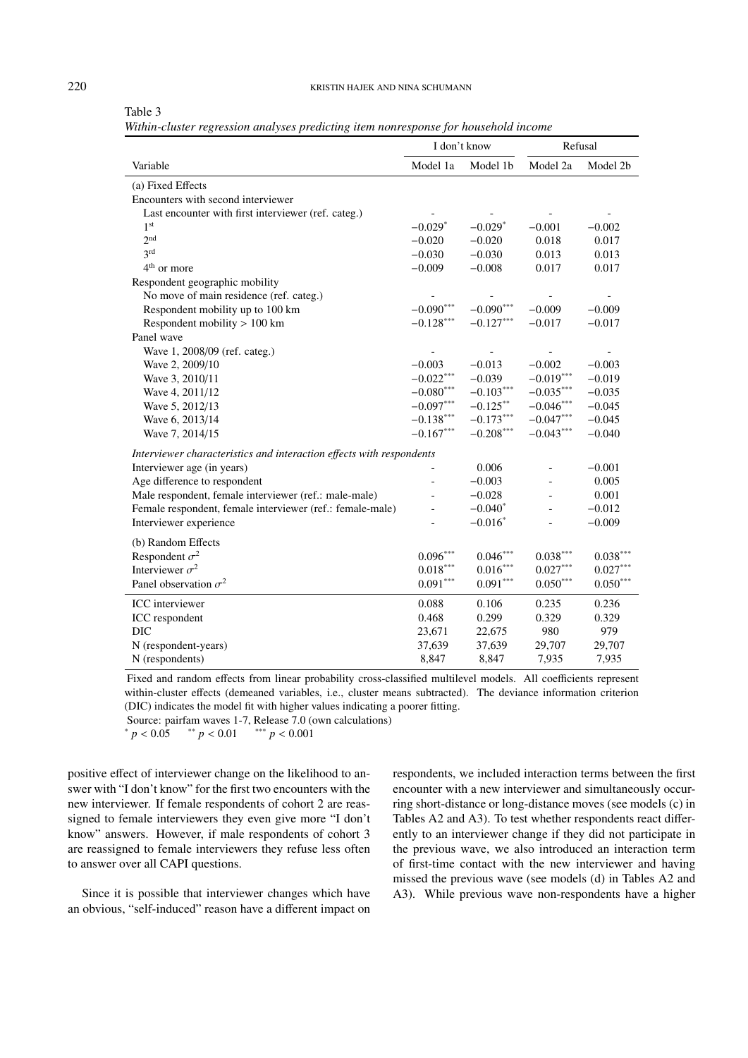Table 3
*Within-cluster regression analyses predicting item nonresponse for household income*

| Variable | I don't know | | Refusal | |
|---|---|---|---|---|
| | Model 1a | Model 1b | Model 2a | Model 2b |
| (a) Fixed Effects | | | | |
| Encounters with second interviewer | | | | |
| Last encounter with first interviewer (ref. categ.) | - | - | - | - |
| 1st | −0.029* | −0.029* | −0.001 | −0.002 |
| 2nd | −0.020 | −0.020 | 0.018 | 0.017 |
| 3rd | −0.030 | −0.030 | 0.013 | 0.013 |
| 4th or more | −0.009 | −0.008 | 0.017 | 0.017 |
| Respondent geographic mobility | | | | |
| No move of main residence (ref. categ.) | - | - | - | - |
| Respondent mobility up to 100 km | −0.090*** | −0.090*** | −0.009 | −0.009 |
| Respondent mobility > 100 km | −0.128*** | −0.127*** | −0.017 | −0.017 |
| Panel wave | | | | |
| Wave 1, 2008/09 (ref. categ.) | - | - | - | - |
| Wave 2, 2009/10 | −0.003 | −0.013 | −0.002 | −0.003 |
| Wave 3, 2010/11 | −0.022*** | −0.039 | −0.019*** | −0.019 |
| Wave 4, 2011/12 | −0.080*** | −0.103*** | −0.035*** | −0.035 |
| Wave 5, 2012/13 | −0.097*** | −0.125** | −0.046*** | −0.045 |
| Wave 6, 2013/14 | −0.138*** | −0.173*** | −0.047*** | −0.045 |
| Wave 7, 2014/15 | −0.167*** | −0.208*** | −0.043*** | −0.040 |
| *Interviewer characteristics and interaction effects with respondents* | | | | |
| Interviewer age (in years) | - | 0.006 | - | −0.001 |
| Age difference to respondent | - | −0.003 | - | 0.005 |
| Male respondent, female interviewer (ref.: male-male) | - | −0.028 | - | 0.001 |
| Female respondent, female interviewer (ref.: female-male) | - | −0.040* | - | −0.012 |
| Interviewer experience | - | −0.016* | - | −0.009 |
| (b) Random Effects | | | | |
| Respondent $\sigma^2$ | 0.096*** | 0.046*** | 0.038*** | 0.038*** |
| Interviewer $\sigma^2$ | 0.018*** | 0.016*** | 0.027*** | 0.027*** |
| Panel observation $\sigma^2$ | 0.091*** | 0.091*** | 0.050*** | 0.050*** |
| ICC interviewer | 0.088 | 0.106 | 0.235 | 0.236 |
| ICC respondent | 0.468 | 0.299 | 0.329 | 0.329 |
| DIC | 23,671 | 22,675 | 980 | 979 |
| N (respondent-years) | 37,639 | 37,639 | 29,707 | 29,707 |
| N (respondents) | 8,847 | 8,847 | 7,935 | 7,935 |

Fixed and random effects from linear probability cross-classified multilevel models. All coefficients represent within-cluster effects (demeaned variables, i.e., cluster means subtracted). The deviance information criterion (DIC) indicates the model fit with higher values indicating a poorer fitting.
Source: pairfam waves 1-7, Release 7.0 (own calculations)
* $p < 0.05$ ** $p < 0.01$ *** $p < 0.001$

positive effect of interviewer change on the likelihood to answer with "I don't know" for the first two encounters with the new interviewer. If female respondents of cohort 2 are reassigned to female interviewers they even give more "I don't know" answers. However, if male respondents of cohort 3 are reassigned to female interviewers they refuse less often to answer over all CAPI questions.

Since it is possible that interviewer changes which have an obvious, "self-induced" reason have a different impact on respondents, we included interaction terms between the first encounter with a new interviewer and simultaneously occurring short-distance or long-distance moves (see models (c) in Tables A2 and A3). To test whether respondents react differently to an interviewer change if they did not participate in the previous wave, we also introduced an interaction term of first-time contact with the new interviewer and having missed the previous wave (see models (d) in Tables A2 and A3). While previous wave non-respondents have a higher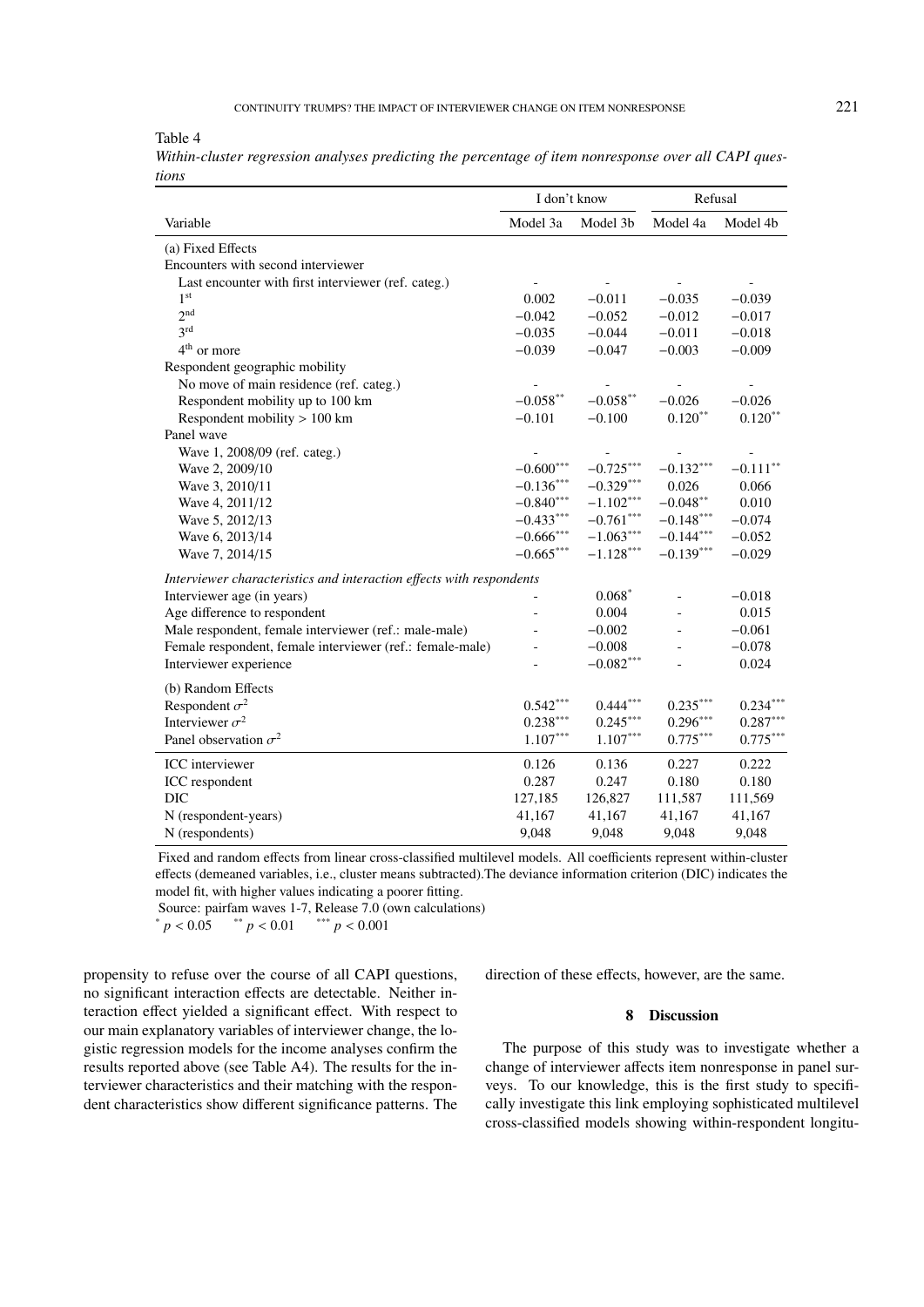Table 4

*Within-cluster regression analyses predicting the percentage of item nonresponse over all CAPI questions*

| | I don't know | | Refusal | |
|---|---|---|---|---|
| Variable | Model 3a | Model 3b | Model 4a | Model 4b |
| (a) Fixed Effects | | | | |
| Encounters with second interviewer | | | | |
| Last encounter with first interviewer (ref. categ.) | - | - | - | - |
| 1st | 0.002 | −0.011 | −0.035 | −0.039 |
| 2nd | −0.042 | −0.052 | −0.012 | −0.017 |
| 3rd | −0.035 | −0.044 | −0.011 | −0.018 |
| 4th or more | −0.039 | −0.047 | −0.003 | −0.009 |
| Respondent geographic mobility | | | | |
| No move of main residence (ref. categ.) | - | - | - | - |
| Respondent mobility up to 100 km | −0.058** | −0.058** | −0.026 | −0.026 |
| Respondent mobility > 100 km | −0.101 | −0.100 | 0.120** | 0.120** |
| Panel wave | | | | |
| Wave 1, 2008/09 (ref. categ.) | - | - | - | - |
| Wave 2, 2009/10 | −0.600*** | −0.725*** | −0.132*** | −0.111** |
| Wave 3, 2010/11 | −0.136*** | −0.329*** | 0.026 | 0.066 |
| Wave 4, 2011/12 | −0.840*** | −1.102*** | −0.048** | 0.010 |
| Wave 5, 2012/13 | −0.433*** | −0.761*** | −0.148*** | −0.074 |
| Wave 6, 2013/14 | −0.666*** | −1.063*** | −0.144*** | −0.052 |
| Wave 7, 2014/15 | −0.665*** | −1.128*** | −0.139*** | −0.029 |
| *Interviewer characteristics and interaction effects with respondents* | | | | |
| Interviewer age (in years) | - | 0.068* | - | −0.018 |
| Age difference to respondent | - | 0.004 | - | 0.015 |
| Male respondent, female interviewer (ref.: male-male) | - | −0.002 | - | −0.061 |
| Female respondent, female interviewer (ref.: female-male) | - | −0.008 | - | −0.078 |
| Interviewer experience | - | −0.082*** | - | 0.024 |
| (b) Random Effects | | | | |
| Respondent $\sigma^2$ | 0.542*** | 0.444*** | 0.235*** | 0.234*** |
| Interviewer $\sigma^2$ | 0.238*** | 0.245*** | 0.296*** | 0.287*** |
| Panel observation $\sigma^2$ | 1.107*** | 1.107*** | 0.775*** | 0.775*** |
| ICC interviewer | 0.126 | 0.136 | 0.227 | 0.222 |
| ICC respondent | 0.287 | 0.247 | 0.180 | 0.180 |
| DIC | 127,185 | 126,827 | 111,587 | 111,569 |
| N (respondent-years) | 41,167 | 41,167 | 41,167 | 41,167 |
| N (respondents) | 9,048 | 9,048 | 9,048 | 9,048 |

Fixed and random effects from linear cross-classified multilevel models. All coefficients represent within-cluster effects (demeaned variables, i.e., cluster means subtracted).The deviance information criterion (DIC) indicates the model fit, with higher values indicating a poorer fitting.

Source: pairfam waves 1-7, Release 7.0 (own calculations)

\* $p < 0.05$ \*\* $p < 0.01$ \*\*\* $p < 0.001$

propensity to refuse over the course of all CAPI questions, no significant interaction effects are detectable. Neither interaction effect yielded a significant effect. With respect to our main explanatory variables of interviewer change, the logistic regression models for the income analyses confirm the results reported above (see Table A4). The results for the interviewer characteristics and their matching with the respondent characteristics show different significance patterns. The direction of these effects, however, are the same.

## 8 Discussion

The purpose of this study was to investigate whether a change of interviewer affects item nonresponse in panel surveys. To our knowledge, this is the first study to specifically investigate this link employing sophisticated multilevel cross-classified models showing within-respondent longitu-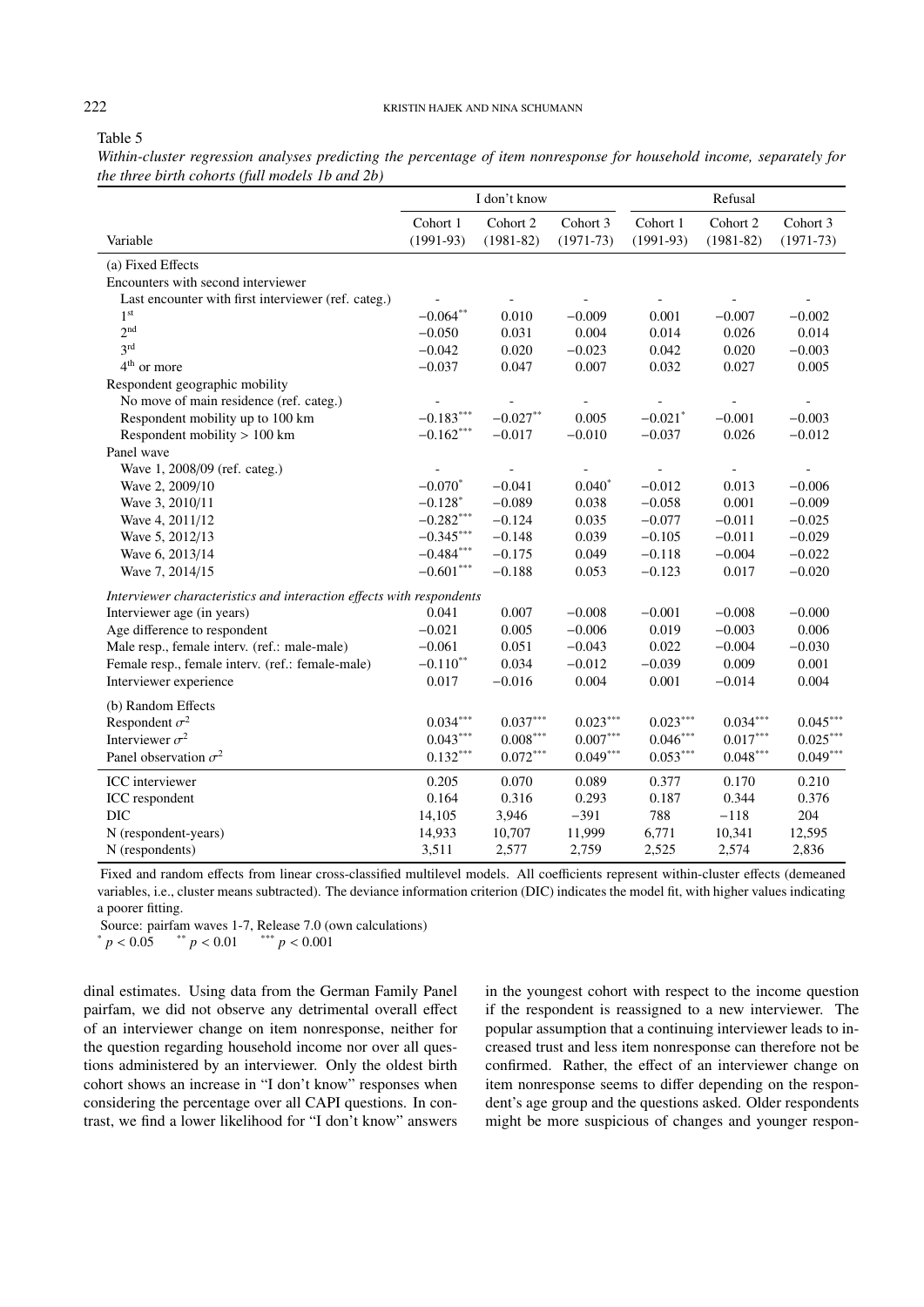Table 5

*Within-cluster regression analyses predicting the percentage of item nonresponse for household income, separately for the three birth cohorts (full models 1b and 2b)*

| | I don't know | | | Refusal | | |
|---|---|---|---|---|---|---|
| Variable | Cohort 1 (1991-93) | Cohort 2 (1981-82) | Cohort 3 (1971-73) | Cohort 1 (1991-93) | Cohort 2 (1981-82) | Cohort 3 (1971-73) |
| (a) Fixed Effects | | | | | | |
| Encounters with second interviewer | | | | | | |
| Last encounter with first interviewer (ref. categ.) | - | - | - | - | - | - |
| 1st | $-0.064^{**}$ | 0.010 | $-0.009$ | 0.001 | $-0.007$ | $-0.002$ |
| 2nd | $-0.050$ | 0.031 | 0.004 | 0.014 | 0.026 | 0.014 |
| 3rd | $-0.042$ | 0.020 | $-0.023$ | 0.042 | 0.020 | $-0.003$ |
| 4th or more | $-0.037$ | 0.047 | 0.007 | 0.032 | 0.027 | 0.005 |
| Respondent geographic mobility | | | | | | |
| No move of main residence (ref. categ.) | - | - | - | - | - | - |
| Respondent mobility up to 100 km | $-0.183^{***}$ | $-0.027^{**}$ | 0.005 | $-0.021^{*}$ | $-0.001$ | $-0.003$ |
| Respondent mobility > 100 km | $-0.162^{***}$ | $-0.017$ | $-0.010$ | $-0.037$ | 0.026 | $-0.012$ |
| Panel wave | | | | | | |
| Wave 1, 2008/09 (ref. categ.) | - | - | - | - | - | - |
| Wave 2, 2009/10 | $-0.070^{*}$ | $-0.041$ | $0.040^{*}$ | $-0.012$ | 0.013 | $-0.006$ |
| Wave 3, 2010/11 | $-0.128^{*}$ | $-0.089$ | 0.038 | $-0.058$ | 0.001 | $-0.009$ |
| Wave 4, 2011/12 | $-0.282^{***}$ | $-0.124$ | 0.035 | $-0.077$ | $-0.011$ | $-0.025$ |
| Wave 5, 2012/13 | $-0.345^{***}$ | $-0.148$ | 0.039 | $-0.105$ | $-0.011$ | $-0.029$ |
| Wave 6, 2013/14 | $-0.484^{***}$ | $-0.175$ | 0.049 | $-0.118$ | $-0.004$ | $-0.022$ |
| Wave 7, 2014/15 | $-0.601^{***}$ | $-0.188$ | 0.053 | $-0.123$ | 0.017 | $-0.020$ |
| *Interviewer characteristics and interaction effects with respondents* | | | | | | |
| Interviewer age (in years) | 0.041 | 0.007 | $-0.008$ | $-0.001$ | $-0.008$ | $-0.000$ |
| Age difference to respondent | $-0.021$ | 0.005 | $-0.006$ | 0.019 | $-0.003$ | 0.006 |
| Male resp., female interv. (ref.: male-male) | $-0.061$ | 0.051 | $-0.043$ | 0.022 | $-0.004$ | $-0.030$ |
| Female resp., female interv. (ref.: female-male) | $-0.110^{**}$ | 0.034 | $-0.012$ | $-0.039$ | 0.009 | 0.001 |
| Interviewer experience | 0.017 | $-0.016$ | 0.004 | 0.001 | $-0.014$ | 0.004 |
| (b) Random Effects | | | | | | |
| Respondent $\sigma^2$ | $0.034^{***}$ | $0.037^{***}$ | $0.023^{***}$ | $0.023^{***}$ | $0.034^{***}$ | $0.045^{***}$ |
| Interviewer $\sigma^2$ | $0.043^{***}$ | $0.008^{***}$ | $0.007^{***}$ | $0.046^{***}$ | $0.017^{***}$ | $0.025^{***}$ |
| Panel observation $\sigma^2$ | $0.132^{***}$ | $0.072^{***}$ | $0.049^{***}$ | $0.053^{***}$ | $0.048^{***}$ | $0.049^{***}$ |
| ICC interviewer | 0.205 | 0.070 | 0.089 | 0.377 | 0.170 | 0.210 |
| ICC respondent | 0.164 | 0.316 | 0.293 | 0.187 | 0.344 | 0.376 |
| DIC | 14,105 | 3,946 | $-391$ | 788 | $-118$ | 204 |
| N (respondent-years) | 14,933 | 10,707 | 11,999 | 6,771 | 10,341 | 12,595 |
| N (respondents) | 3,511 | 2,577 | 2,759 | 2,525 | 2,574 | 2,836 |

Fixed and random effects from linear cross-classified multilevel models. All coefficients represent within-cluster effects (demeaned variables, i.e., cluster means subtracted). The deviance information criterion (DIC) indicates the model fit, with higher values indicating a poorer fitting.

Source: pairfam waves 1-7, Release 7.0 (own calculations)

$^{*}$ $p < 0.05$ $^{**}$ $p < 0.01$ $^{***}$ $p < 0.001$

dinal estimates. Using data from the German Family Panel pairfam, we did not observe any detrimental overall effect of an interviewer change on item nonresponse, neither for the question regarding household income nor over all questions administered by an interviewer. Only the oldest birth cohort shows an increase in "I don't know" responses when considering the percentage over all CAPI questions. In contrast, we find a lower likelihood for "I don't know" answers in the youngest cohort with respect to the income question if the respondent is reassigned to a new interviewer. The popular assumption that a continuing interviewer leads to increased trust and less item nonresponse can therefore not be confirmed. Rather, the effect of an interviewer change on item nonresponse seems to differ depending on the respondent's age group and the questions asked. Older respondents might be more suspicious of changes and younger respon-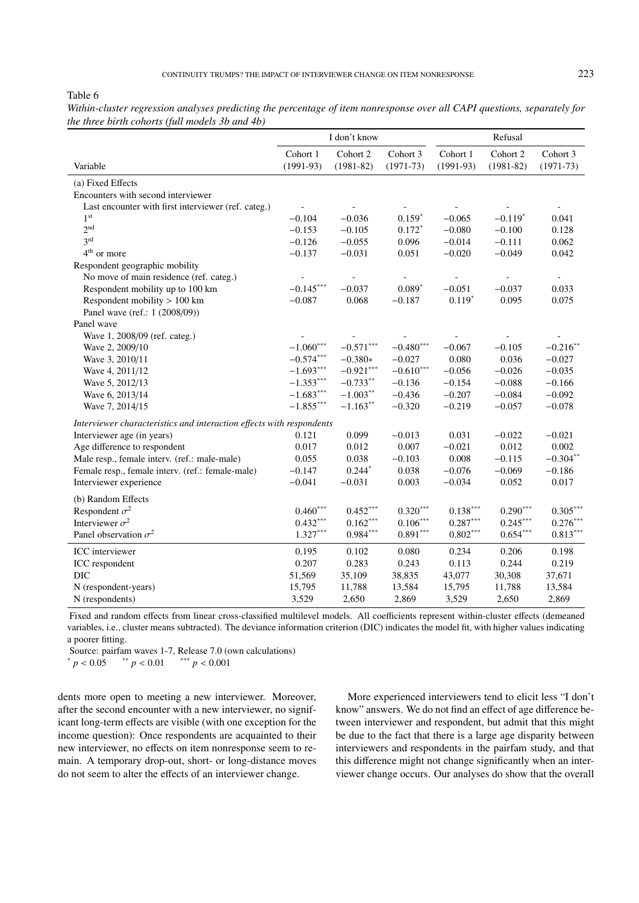Table 6

*Within-cluster regression analyses predicting the percentage of item nonresponse over all CAPI questions, separately for the three birth cohorts (full models 3b and 4b)*

| | I don't know | | | Refusal | | |
|---|---|---|---|---|---|---|
| Variable | Cohort 1 (1991-93) | Cohort 2 (1981-82) | Cohort 3 (1971-73) | Cohort 1 (1991-93) | Cohort 2 (1981-82) | Cohort 3 (1971-73) |
| (a) Fixed Effects | | | | | | |
| Encounters with second interviewer | | | | | | |
| Last encounter with first interviewer (ref. categ.) | - | - | - | - | - | - |
| 1st | −0.104 | −0.036 | 0.159* | −0.065 | −0.119* | 0.041 |
| 2nd | −0.153 | −0.105 | 0.172* | −0.080 | −0.100 | 0.128 |
| 3rd | −0.126 | −0.055 | 0.096 | −0.014 | −0.111 | 0.062 |
| 4th or more | −0.137 | −0.031 | 0.051 | −0.020 | −0.049 | 0.042 |
| Respondent geographic mobility | | | | | | |
| No move of main residence (ref. categ.) | - | - | - | - | - | - |
| Respondent mobility up to 100 km | −0.145*** | −0.037 | 0.089* | −0.051 | −0.037 | 0.033 |
| Respondent mobility > 100 km | −0.087 | 0.068 | −0.187 | 0.119* | 0.095 | 0.075 |
| Panel wave (ref.: 1 (2008/09)) | | | | | | |
| Panel wave | | | | | | |
| Wave 1, 2008/09 (ref. categ.) | - | - | - | - | - | - |
| Wave 2, 2009/10 | −1.060*** | −0.571*** | −0.480*** | −0.067 | −0.105 | −0.216** |
| Wave 3, 2010/11 | −0.574*** | −0.380* | −0.027 | 0.080 | 0.036 | −0.027 |
| Wave 4, 2011/12 | −1.693*** | −0.921*** | −0.610*** | −0.056 | −0.026 | −0.035 |
| Wave 5, 2012/13 | −1.353*** | −0.733** | −0.136 | −0.154 | −0.088 | −0.166 |
| Wave 6, 2013/14 | −1.683*** | −1.003** | −0.436 | −0.207 | −0.084 | −0.092 |
| Wave 7, 2014/15 | −1.855*** | −1.163** | −0.320 | −0.219 | −0.057 | −0.078 |
| *Interviewer characteristics and interaction effects with respondents* | | | | | | |
| Interviewer age (in years) | 0.121 | 0.099 | −0.013 | 0.031 | −0.022 | −0.021 |
| Age difference to respondent | 0.017 | 0.012 | 0.007 | −0.021 | 0.012 | 0.002 |
| Male resp., female interv. (ref.: male-male) | 0.055 | 0.038 | −0.103 | 0.008 | −0.115 | −0.304** |
| Female resp., female interv. (ref.: female-male) | −0.147 | 0.244* | 0.038 | −0.076 | −0.069 | −0.186 |
| Interviewer experience | −0.041 | −0.031 | 0.003 | −0.034 | 0.052 | 0.017 |
| (b) Random Effects | | | | | | |
| Respondent $\sigma^2$ | 0.460*** | 0.452*** | 0.320*** | 0.138*** | 0.290*** | 0.305*** |
| Interviewer $\sigma^2$ | 0.432*** | 0.162*** | 0.106*** | 0.287*** | 0.245*** | 0.276*** |
| Panel observation $\sigma^2$ | 1.327*** | 0.984*** | 0.891*** | 0.802*** | 0.654*** | 0.813*** |
| ICC interviewer | 0.195 | 0.102 | 0.080 | 0.234 | 0.206 | 0.198 |
| ICC respondent | 0.207 | 0.283 | 0.243 | 0.113 | 0.244 | 0.219 |
| DIC | 51,569 | 35,109 | 38,835 | 43,077 | 30,308 | 37,671 |
| N (respondent-years) | 15,795 | 11,788 | 13,584 | 15,795 | 11,788 | 13,584 |
| N (respondents) | 3,529 | 2,650 | 2,869 | 3,529 | 2,650 | 2,869 |

Fixed and random effects from linear cross-classified multilevel models. All coefficients represent within-cluster effects (demeaned variables, i.e., cluster means subtracted). The deviance information criterion (DIC) indicates the model fit, with higher values indicating a poorer fitting.

Source: pairfam waves 1-7, Release 7.0 (own calculations)

* $p < 0.05$ ** $p < 0.01$ *** $p < 0.001$

dents more open to meeting a new interviewer. Moreover, after the second encounter with a new interviewer, no significant long-term effects are visible (with one exception for the income question): Once respondents are acquainted to their new interviewer, no effects on item nonresponse seem to remain. A temporary drop-out, short- or long-distance moves do not seem to alter the effects of an interviewer change.

More experienced interviewers tend to elicit less "I don't know" answers. We do not find an effect of age difference between interviewer and respondent, but admit that this might be due to the fact that there is a large age disparity between interviewers and respondents in the pairfam study, and that this difference might not change significantly when an interviewer change occurs. Our analyses do show that the overall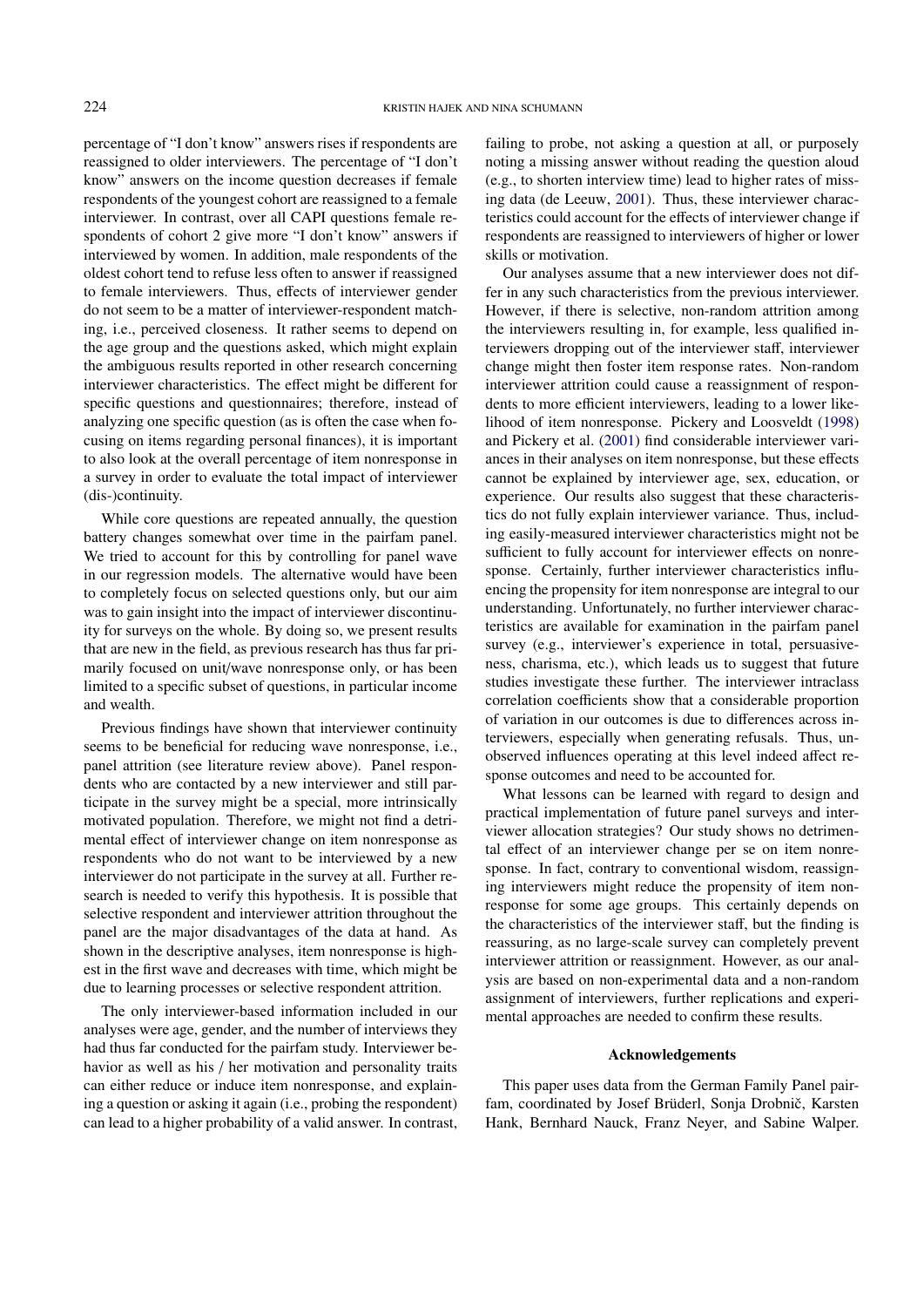percentage of "I don't know" answers rises if respondents are reassigned to older interviewers. The percentage of "I don't know" answers on the income question decreases if female respondents of the youngest cohort are reassigned to a female interviewer. In contrast, over all CAPI questions female respondents of cohort 2 give more "I don't know" answers if interviewed by women. In addition, male respondents of the oldest cohort tend to refuse less often to answer if reassigned to female interviewers. Thus, effects of interviewer gender do not seem to be a matter of interviewer-respondent matching, i.e., perceived closeness. It rather seems to depend on the age group and the questions asked, which might explain the ambiguous results reported in other research concerning interviewer characteristics. The effect might be different for specific questions and questionnaires; therefore, instead of analyzing one specific question (as is often the case when focusing on items regarding personal finances), it is important to also look at the overall percentage of item nonresponse in a survey in order to evaluate the total impact of interviewer (dis-)continuity.

While core questions are repeated annually, the question battery changes somewhat over time in the pairfam panel. We tried to account for this by controlling for panel wave in our regression models. The alternative would have been to completely focus on selected questions only, but our aim was to gain insight into the impact of interviewer discontinuity for surveys on the whole. By doing so, we present results that are new in the field, as previous research has thus far primarily focused on unit/wave nonresponse only, or has been limited to a specific subset of questions, in particular income and wealth.

Previous findings have shown that interviewer continuity seems to be beneficial for reducing wave nonresponse, i.e., panel attrition (see literature review above). Panel respondents who are contacted by a new interviewer and still participate in the survey might be a special, more intrinsically motivated population. Therefore, we might not find a detrimental effect of interviewer change on item nonresponse as respondents who do not want to be interviewed by a new interviewer do not participate in the survey at all. Further research is needed to verify this hypothesis. It is possible that selective respondent and interviewer attrition throughout the panel are the major disadvantages of the data at hand. As shown in the descriptive analyses, item nonresponse is highest in the first wave and decreases with time, which might be due to learning processes or selective respondent attrition.

The only interviewer-based information included in our analyses were age, gender, and the number of interviews they had thus far conducted for the pairfam study. Interviewer behavior as well as his / her motivation and personality traits can either reduce or induce item nonresponse, and explaining a question or asking it again (i.e., probing the respondent) can lead to a higher probability of a valid answer. In contrast, failing to probe, not asking a question at all, or purposely noting a missing answer without reading the question aloud (e.g., to shorten interview time) lead to higher rates of missing data (de Leeuw, 2001). Thus, these interviewer characteristics could account for the effects of interviewer change if respondents are reassigned to interviewers of higher or lower skills or motivation.

Our analyses assume that a new interviewer does not differ in any such characteristics from the previous interviewer. However, if there is selective, non-random attrition among the interviewers resulting in, for example, less qualified interviewers dropping out of the interviewer staff, interviewer change might then foster item response rates. Non-random interviewer attrition could cause a reassignment of respondents to more efficient interviewers, leading to a lower likelihood of item nonresponse. Pickery and Loosveldt (1998) and Pickery et al. (2001) find considerable interviewer variances in their analyses on item nonresponse, but these effects cannot be explained by interviewer age, sex, education, or experience. Our results also suggest that these characteristics do not fully explain interviewer variance. Thus, including easily-measured interviewer characteristics might not be sufficient to fully account for interviewer effects on nonresponse. Certainly, further interviewer characteristics influencing the propensity for item nonresponse are integral to our understanding. Unfortunately, no further interviewer characteristics are available for examination in the pairfam panel survey (e.g., interviewer's experience in total, persuasiveness, charisma, etc.), which leads us to suggest that future studies investigate these further. The interviewer intraclass correlation coefficients show that a considerable proportion of variation in our outcomes is due to differences across interviewers, especially when generating refusals. Thus, unobserved influences operating at this level indeed affect response outcomes and need to be accounted for.

What lessons can be learned with regard to design and practical implementation of future panel surveys and interviewer allocation strategies? Our study shows no detrimental effect of an interviewer change per se on item nonresponse. In fact, contrary to conventional wisdom, reassigning interviewers might reduce the propensity of item nonresponse for some age groups. This certainly depends on the characteristics of the interviewer staff, but the finding is reassuring, as no large-scale survey can completely prevent interviewer attrition or reassignment. However, as our analysis are based on non-experimental data and a non-random assignment of interviewers, further replications and experimental approaches are needed to confirm these results.

## Acknowledgements

This paper uses data from the German Family Panel pairfam, coordinated by Josef Brüderl, Sonja Drobnič, Karsten Hank, Bernhard Nauck, Franz Neyer, and Sabine Walper.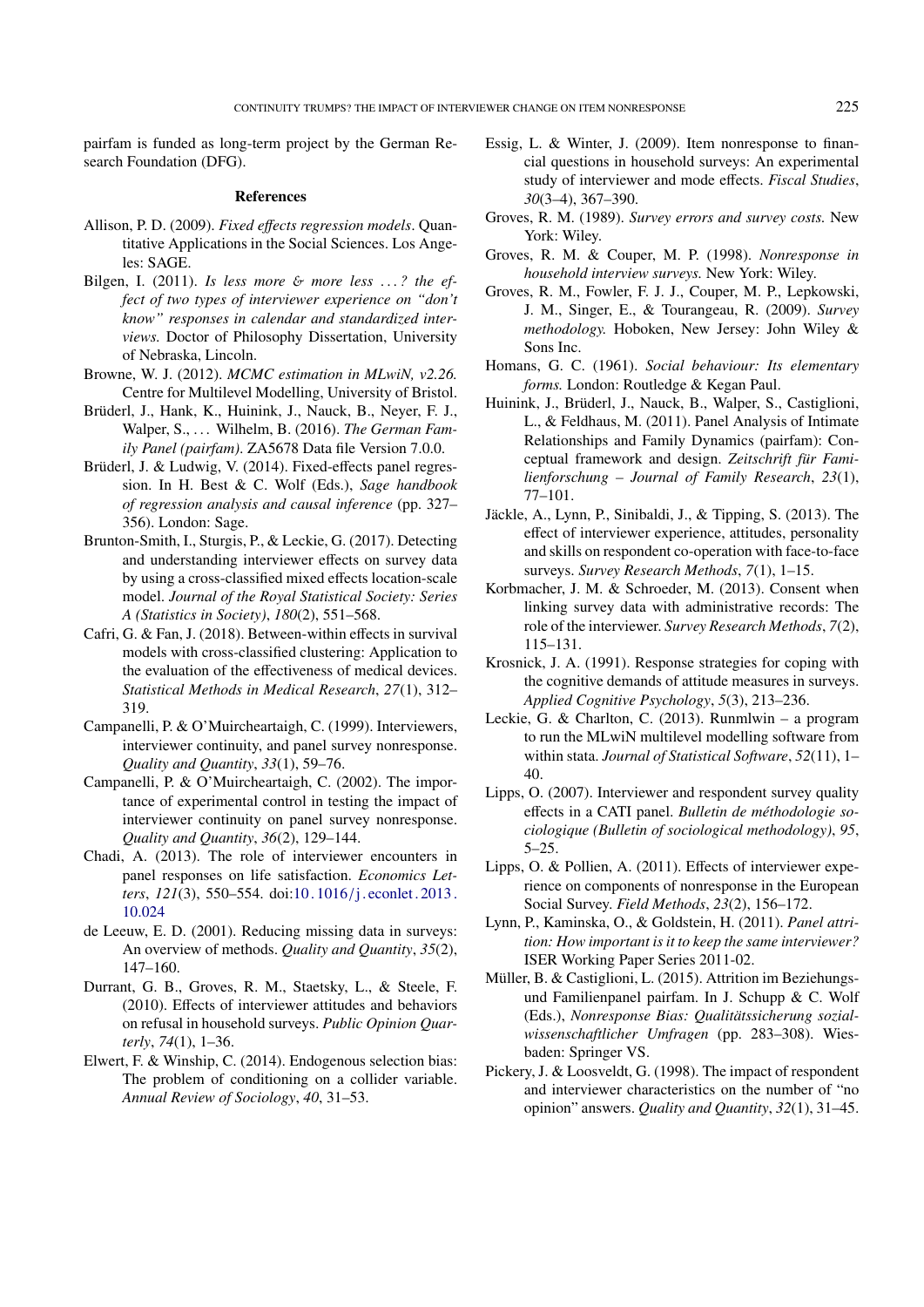pairfam is funded as long-term project by the German Research Foundation (DFG).

## References

Allison, P. D. (2009). *Fixed effects regression models*. Quantitative Applications in the Social Sciences. Los Angeles: SAGE.

Bilgen, I. (2011). *Is less more & more less ...? the effect of two types of interviewer experience on "don't know" responses in calendar and standardized interviews.* Doctor of Philosophy Dissertation, University of Nebraska, Lincoln.

Browne, W. J. (2012). *MCMC estimation in MLwiN, v2.26.* Centre for Multilevel Modelling, University of Bristol.

Brüderl, J., Hank, K., Huinink, J., Nauck, B., Neyer, F. J., Walper, S., ... Wilhelm, B. (2016). *The German Family Panel (pairfam).* ZA5678 Data file Version 7.0.0.

Brüderl, J. & Ludwig, V. (2014). Fixed-effects panel regression. In H. Best & C. Wolf (Eds.), *Sage handbook of regression analysis and causal inference* (pp. 327–356). London: Sage.

Brunton-Smith, I., Sturgis, P., & Leckie, G. (2017). Detecting and understanding interviewer effects on survey data by using a cross-classified mixed effects location-scale model. *Journal of the Royal Statistical Society: Series A (Statistics in Society)*, *180*(2), 551–568.

Cafri, G. & Fan, J. (2018). Between-within effects in survival models with cross-classified clustering: Application to the evaluation of the effectiveness of medical devices. *Statistical Methods in Medical Research*, *27*(1), 312–319.

Campanelli, P. & O'Muircheartaigh, C. (1999). Interviewers, interviewer continuity, and panel survey nonresponse. *Quality and Quantity*, *33*(1), 59–76.

Campanelli, P. & O'Muircheartaigh, C. (2002). The importance of experimental control in testing the impact of interviewer continuity on panel survey nonresponse. *Quality and Quantity*, *36*(2), 129–144.

Chadi, A. (2013). The role of interviewer encounters in panel responses on life satisfaction. *Economics Letters*, *121*(3), 550–554. doi:10.1016/j.econlet.2013.10.024

de Leeuw, E. D. (2001). Reducing missing data in surveys: An overview of methods. *Quality and Quantity*, *35*(2), 147–160.

Durrant, G. B., Groves, R. M., Staetsky, L., & Steele, F. (2010). Effects of interviewer attitudes and behaviors on refusal in household surveys. *Public Opinion Quarterly*, *74*(1), 1–36.

Elwert, F. & Winship, C. (2014). Endogenous selection bias: The problem of conditioning on a collider variable. *Annual Review of Sociology*, *40*, 31–53.

Essig, L. & Winter, J. (2009). Item nonresponse to financial questions in household surveys: An experimental study of interviewer and mode effects. *Fiscal Studies*, *30*(3–4), 367–390.

Groves, R. M. (1989). *Survey errors and survey costs.* New York: Wiley.

Groves, R. M. & Couper, M. P. (1998). *Nonresponse in household interview surveys.* New York: Wiley.

Groves, R. M., Fowler, F. J. J., Couper, M. P., Lepkowski, J. M., Singer, E., & Tourangeau, R. (2009). *Survey methodology.* Hoboken, New Jersey: John Wiley & Sons Inc.

Homans, G. C. (1961). *Social behaviour: Its elementary forms.* London: Routledge & Kegan Paul.

Huinink, J., Brüderl, J., Nauck, B., Walper, S., Castiglioni, L., & Feldhaus, M. (2011). Panel Analysis of Intimate Relationships and Family Dynamics (pairfam): Conceptual framework and design. *Zeitschrift für Familienforschung – Journal of Family Research*, *23*(1), 77–101.

Jäckle, A., Lynn, P., Sinibaldi, J., & Tipping, S. (2013). The effect of interviewer experience, attitudes, personality and skills on respondent co-operation with face-to-face surveys. *Survey Research Methods*, *7*(1), 1–15.

Korbmacher, J. M. & Schroeder, M. (2013). Consent when linking survey data with administrative records: The role of the interviewer. *Survey Research Methods*, *7*(2), 115–131.

Krosnick, J. A. (1991). Response strategies for coping with the cognitive demands of attitude measures in surveys. *Applied Cognitive Psychology*, *5*(3), 213–236.

Leckie, G. & Charlton, C. (2013). Runmlwin – a program to run the MLwiN multilevel modelling software from within stata. *Journal of Statistical Software*, *52*(11), 1–40.

Lipps, O. (2007). Interviewer and respondent survey quality effects in a CATI panel. *Bulletin de méthodologie sociologique (Bulletin of sociological methodology)*, *95*, 5–25.

Lipps, O. & Pollien, A. (2011). Effects of interviewer experience on components of nonresponse in the European Social Survey. *Field Methods*, *23*(2), 156–172.

Lynn, P., Kaminska, O., & Goldstein, H. (2011). *Panel attrition: How important is it to keep the same interviewer?* ISER Working Paper Series 2011-02.

Müller, B. & Castiglioni, L. (2015). Attrition im Beziehungs- und Familienpanel pairfam. In J. Schupp & C. Wolf (Eds.), *Nonresponse Bias: Qualitätssicherung sozialwissenschaftlicher Umfragen* (pp. 283–308). Wiesbaden: Springer VS.

Pickery, J. & Loosveldt, G. (1998). The impact of respondent and interviewer characteristics on the number of "no opinion" answers. *Quality and Quantity*, *32*(1), 31–45.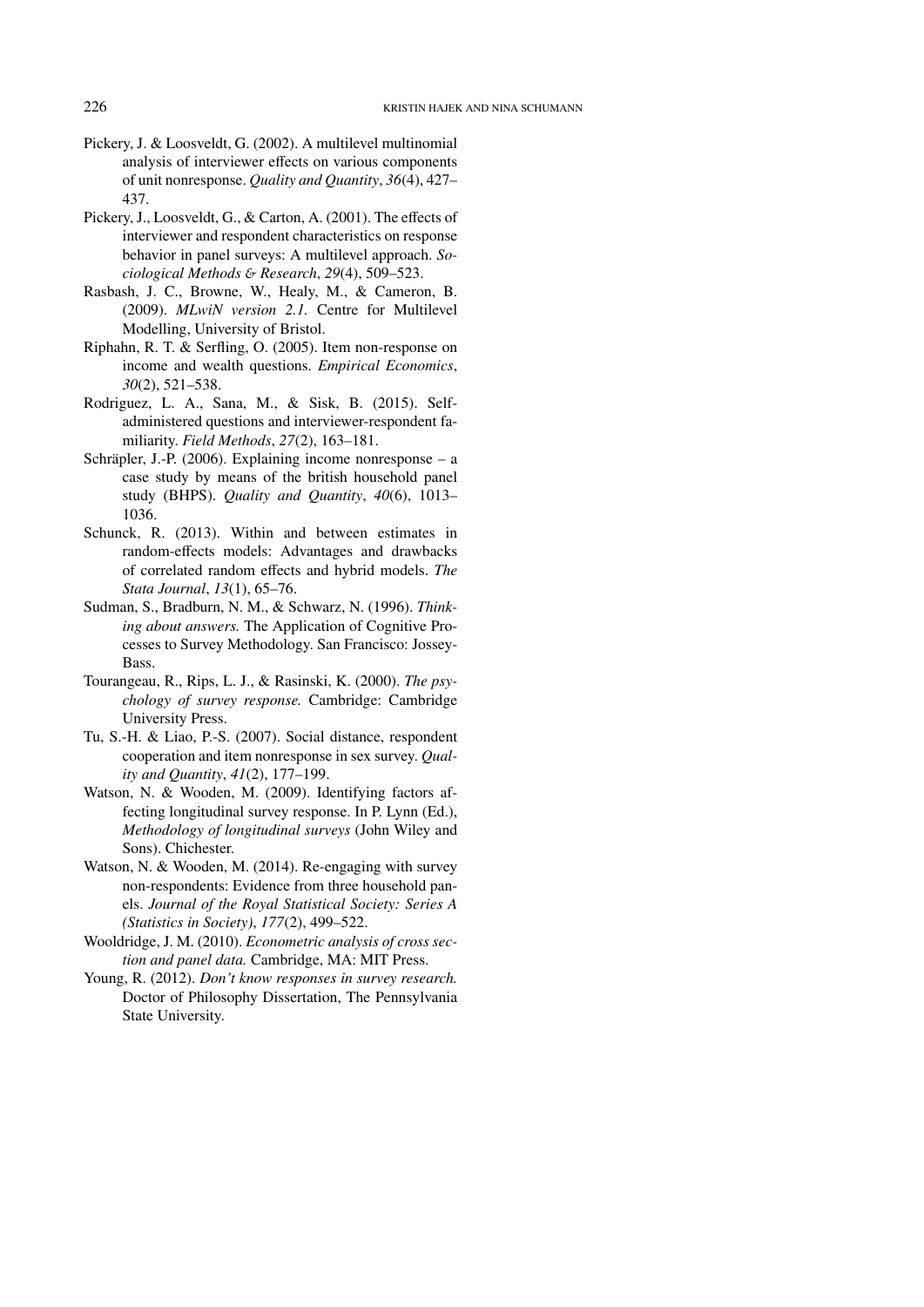Pickery, J. & Loosveldt, G. (2002). A multilevel multinomial analysis of interviewer effects on various components of unit nonresponse. *Quality and Quantity*, *36*(4), 427–437.

Pickery, J., Loosveldt, G., & Carton, A. (2001). The effects of interviewer and respondent characteristics on response behavior in panel surveys: A multilevel approach. *Sociological Methods & Research*, *29*(4), 509–523.

Rasbash, J. C., Browne, W., Healy, M., & Cameron, B. (2009). *MLwiN version 2.1.* Centre for Multilevel Modelling, University of Bristol.

Riphahn, R. T. & Serfling, O. (2005). Item non-response on income and wealth questions. *Empirical Economics*, *30*(2), 521–538.

Rodriguez, L. A., Sana, M., & Sisk, B. (2015). Self-administered questions and interviewer-respondent familiarity. *Field Methods*, *27*(2), 163–181.

Schräpler, J.-P. (2006). Explaining income nonresponse – a case study by means of the british household panel study (BHPS). *Quality and Quantity*, *40*(6), 1013–1036.

Schunck, R. (2013). Within and between estimates in random-effects models: Advantages and drawbacks of correlated random effects and hybrid models. *The Stata Journal*, *13*(1), 65–76.

Sudman, S., Bradburn, N. M., & Schwarz, N. (1996). *Thinking about answers.* The Application of Cognitive Processes to Survey Methodology. San Francisco: Jossey-Bass.

Tourangeau, R., Rips, L. J., & Rasinski, K. (2000). *The psychology of survey response.* Cambridge: Cambridge University Press.

Tu, S.-H. & Liao, P.-S. (2007). Social distance, respondent cooperation and item nonresponse in sex survey. *Quality and Quantity*, *41*(2), 177–199.

Watson, N. & Wooden, M. (2009). Identifying factors affecting longitudinal survey response. In P. Lynn (Ed.), *Methodology of longitudinal surveys* (John Wiley and Sons). Chichester.

Watson, N. & Wooden, M. (2014). Re-engaging with survey non-respondents: Evidence from three household panels. *Journal of the Royal Statistical Society: Series A (Statistics in Society)*, *177*(2), 499–522.

Wooldridge, J. M. (2010). *Econometric analysis of cross section and panel data.* Cambridge, MA: MIT Press.

Young, R. (2012). *Don't know responses in survey research.* Doctor of Philosophy Dissertation, The Pennsylvania State University.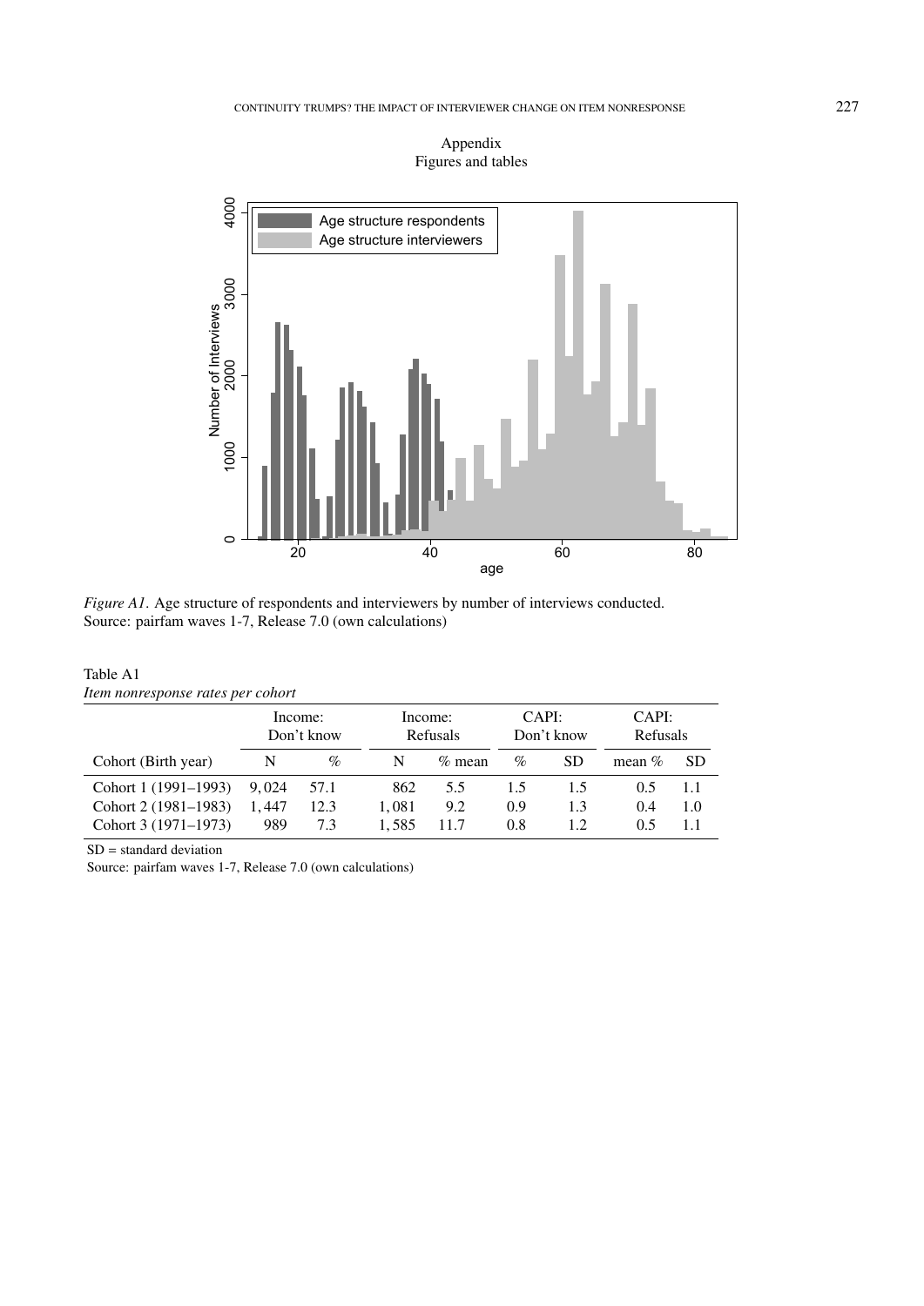# Appendix
## Figures and tables

*Figure A1.* Age structure of respondents and interviewers by number of interviews conducted.
Source: pairfam waves 1-7, Release 7.0 (own calculations)

Table A1
*Item nonresponse rates per cohort*

| | Income: Don't know | | Income: Refusals | | CAPI: Don't know | | CAPI: Refusals | |
|---|---|---|---|---|---|---|---|---|
| Cohort (Birth year) | N | % | N | % mean | % | SD | mean % | SD |
| Cohort 1 (1991–1993) | 9,024 | 57.1 | 862 | 5.5 | 1.5 | 1.5 | 0.5 | 1.1 |
| Cohort 2 (1981–1983) | 1,447 | 12.3 | 1,081 | 9.2 | 0.9 | 1.3 | 0.4 | 1.0 |
| Cohort 3 (1971–1973) | 989 | 7.3 | 1,585 | 11.7 | 0.8 | 1.2 | 0.5 | 1.1 |

SD = standard deviation

Source: pairfam waves 1-7, Release 7.0 (own calculations)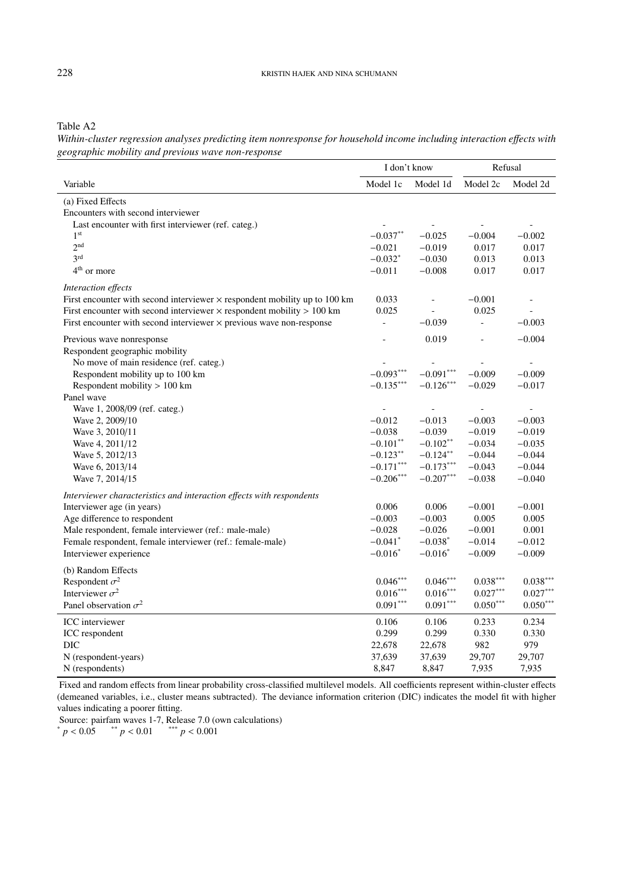Table A2

*Within-cluster regression analyses predicting item nonresponse for household income including interaction effects with geographic mobility and previous wave non-response*

| | I don't know | | Refusal | |
|---|---|---|---|---|
| Variable | Model 1c | Model 1d | Model 2c | Model 2d |
| (a) Fixed Effects | | | | |
| Encounters with second interviewer | | | | |
| Last encounter with first interviewer (ref. categ.) | - | - | - | - |
| 1st | $-0.037^{**}$ | $-0.025$ | $-0.004$ | $-0.002$ |
| 2nd | $-0.021$ | $-0.019$ | 0.017 | 0.017 |
| 3rd | $-0.032^{*}$ | $-0.030$ | 0.013 | 0.013 |
| 4th or more | $-0.011$ | $-0.008$ | 0.017 | 0.017 |
| *Interaction effects* | | | | |
| First encounter with second interviewer × respondent mobility up to 100 km | 0.033 | - | $-0.001$ | - |
| First encounter with second interviewer × respondent mobility > 100 km | 0.025 | - | 0.025 | - |
| First encounter with second interviewer × previous wave non-response | - | $-0.039$ | - | $-0.003$ |
| Previous wave nonresponse | - | 0.019 | - | $-0.004$ |
| Respondent geographic mobility | | | | |
| No move of main residence (ref. categ.) | - | - | - | - |
| Respondent mobility up to 100 km | $-0.093^{***}$ | $-0.091^{***}$ | $-0.009$ | $-0.009$ |
| Respondent mobility > 100 km | $-0.135^{***}$ | $-0.126^{***}$ | $-0.029$ | $-0.017$ |
| Panel wave | | | | |
| Wave 1, 2008/09 (ref. categ.) | - | - | - | - |
| Wave 2, 2009/10 | $-0.012$ | $-0.013$ | $-0.003$ | $-0.003$ |
| Wave 3, 2010/11 | $-0.038$ | $-0.039$ | $-0.019$ | $-0.019$ |
| Wave 4, 2011/12 | $-0.101^{**}$ | $-0.102^{**}$ | $-0.034$ | $-0.035$ |
| Wave 5, 2012/13 | $-0.123^{**}$ | $-0.124^{**}$ | $-0.044$ | $-0.044$ |
| Wave 6, 2013/14 | $-0.171^{***}$ | $-0.173^{***}$ | $-0.043$ | $-0.044$ |
| Wave 7, 2014/15 | $-0.206^{***}$ | $-0.207^{***}$ | $-0.038$ | $-0.040$ |
| *Interviewer characteristics and interaction effects with respondents* | | | | |
| Interviewer age (in years) | 0.006 | 0.006 | $-0.001$ | $-0.001$ |
| Age difference to respondent | $-0.003$ | $-0.003$ | 0.005 | 0.005 |
| Male respondent, female interviewer (ref.: male-male) | $-0.028$ | $-0.026$ | $-0.001$ | 0.001 |
| Female respondent, female interviewer (ref.: female-male) | $-0.041^{*}$ | $-0.038^{*}$ | $-0.014$ | $-0.012$ |
| Interviewer experience | $-0.016^{*}$ | $-0.016^{*}$ | $-0.009$ | $-0.009$ |
| (b) Random Effects | | | | |
| Respondent $\sigma^2$ | $0.046^{***}$ | $0.046^{***}$ | $0.038^{***}$ | $0.038^{***}$ |
| Interviewer $\sigma^2$ | $0.016^{***}$ | $0.016^{***}$ | $0.027^{***}$ | $0.027^{***}$ |
| Panel observation $\sigma^2$ | $0.091^{***}$ | $0.091^{***}$ | $0.050^{***}$ | $0.050^{***}$ |
| ICC interviewer | 0.106 | 0.106 | 0.233 | 0.234 |
| ICC respondent | 0.299 | 0.299 | 0.330 | 0.330 |
| DIC | 22,678 | 22,678 | 982 | 979 |
| N (respondent-years) | 37,639 | 37,639 | 29,707 | 29,707 |
| N (respondents) | 8,847 | 8,847 | 7,935 | 7,935 |

Fixed and random effects from linear probability cross-classified multilevel models. All coefficients represent within-cluster effects (demeaned variables, i.e., cluster means subtracted). The deviance information criterion (DIC) indicates the model fit with higher values indicating a poorer fitting.

Source: pairfam waves 1-7, Release 7.0 (own calculations)

$^{*}$ $p < 0.05$ $^{**}$ $p < 0.01$ $^{***}$ $p < 0.001$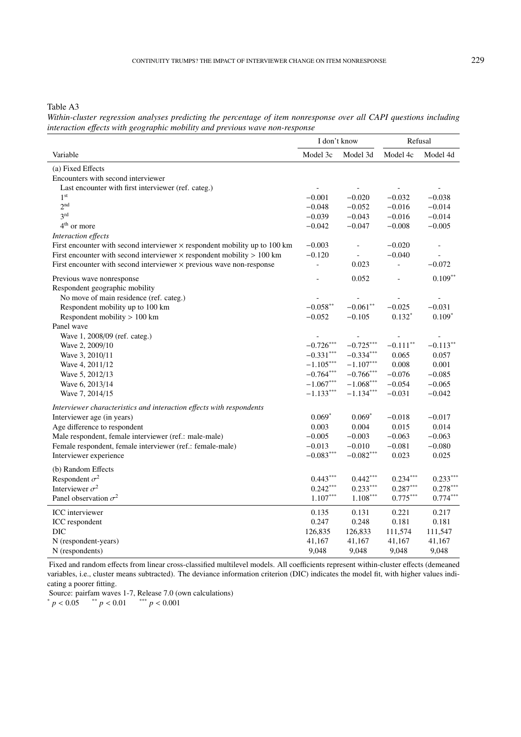Table A3

*Within-cluster regression analyses predicting the percentage of item nonresponse over all CAPI questions including interaction effects with geographic mobility and previous wave non-response*

| | I don't know | | Refusal | |
|---|---|---|---|---|
| Variable | Model 3c | Model 3d | Model 4c | Model 4d |
| (a) Fixed Effects | | | | |
| Encounters with second interviewer | | | | |
| Last encounter with first interviewer (ref. categ.) | - | - | - | - |
| 1st | −0.001 | −0.020 | −0.032 | −0.038 |
| 2nd | −0.048 | −0.052 | −0.016 | −0.014 |
| 3rd | −0.039 | −0.043 | −0.016 | −0.014 |
| 4th or more | −0.042 | −0.047 | −0.008 | −0.005 |
| *Interaction effects* | | | | |
| First encounter with second interviewer × respondent mobility up to 100 km | −0.003 | - | −0.020 | - |
| First encounter with second interviewer × respondent mobility > 100 km | −0.120 | - | −0.040 | - |
| First encounter with second interviewer × previous wave non-response | - | 0.023 | - | −0.072 |
| Previous wave nonresponse | - | 0.052 | - | 0.109** |
| Respondent geographic mobility | | | | |
| No move of main residence (ref. categ.) | - | - | - | - |
| Respondent mobility up to 100 km | −0.058** | −0.061** | −0.025 | −0.031 |
| Respondent mobility > 100 km | −0.052 | −0.105 | 0.132* | 0.109* |
| Panel wave | | | | |
| Wave 1, 2008/09 (ref. categ.) | - | - | - | - |
| Wave 2, 2009/10 | −0.726*** | −0.725*** | −0.111** | −0.113** |
| Wave 3, 2010/11 | −0.331*** | −0.334*** | 0.065 | 0.057 |
| Wave 4, 2011/12 | −1.105*** | −1.107*** | 0.008 | 0.001 |
| Wave 5, 2012/13 | −0.764*** | −0.766*** | −0.076 | −0.085 |
| Wave 6, 2013/14 | −1.067*** | −1.068*** | −0.054 | −0.065 |
| Wave 7, 2014/15 | −1.133*** | −1.134*** | −0.031 | −0.042 |
| *Interviewer characteristics and interaction effects with respondents* | | | | |
| Interviewer age (in years) | 0.069* | 0.069* | −0.018 | −0.017 |
| Age difference to respondent | 0.003 | 0.004 | 0.015 | 0.014 |
| Male respondent, female interviewer (ref.: male-male) | −0.005 | −0.003 | −0.063 | −0.063 |
| Female respondent, female interviewer (ref.: female-male) | −0.013 | −0.010 | −0.081 | −0.080 |
| Interviewer experience | −0.083*** | −0.082*** | 0.023 | 0.025 |
| (b) Random Effects | | | | |
| Respondent $\sigma^2$ | 0.443*** | 0.442*** | 0.234*** | 0.233*** |
| Interviewer $\sigma^2$ | 0.242*** | 0.233*** | 0.287*** | 0.278*** |
| Panel observation $\sigma^2$ | 1.107*** | 1.108*** | 0.775*** | 0.774*** |
| ICC interviewer | 0.135 | 0.131 | 0.221 | 0.217 |
| ICC respondent | 0.247 | 0.248 | 0.181 | 0.181 |
| DIC | 126,835 | 126,833 | 111,574 | 111,547 |
| N (respondent-years) | 41,167 | 41,167 | 41,167 | 41,167 |
| N (respondents) | 9,048 | 9,048 | 9,048 | 9,048 |

Fixed and random effects from linear cross-classified multilevel models. All coefficients represent within-cluster effects (demeaned variables, i.e., cluster means subtracted). The deviance information criterion (DIC) indicates the model fit, with higher values indicating a poorer fitting.

Source: pairfam waves 1-7, Release 7.0 (own calculations)

* $p < 0.05$ ** $p < 0.01$ *** $p < 0.001$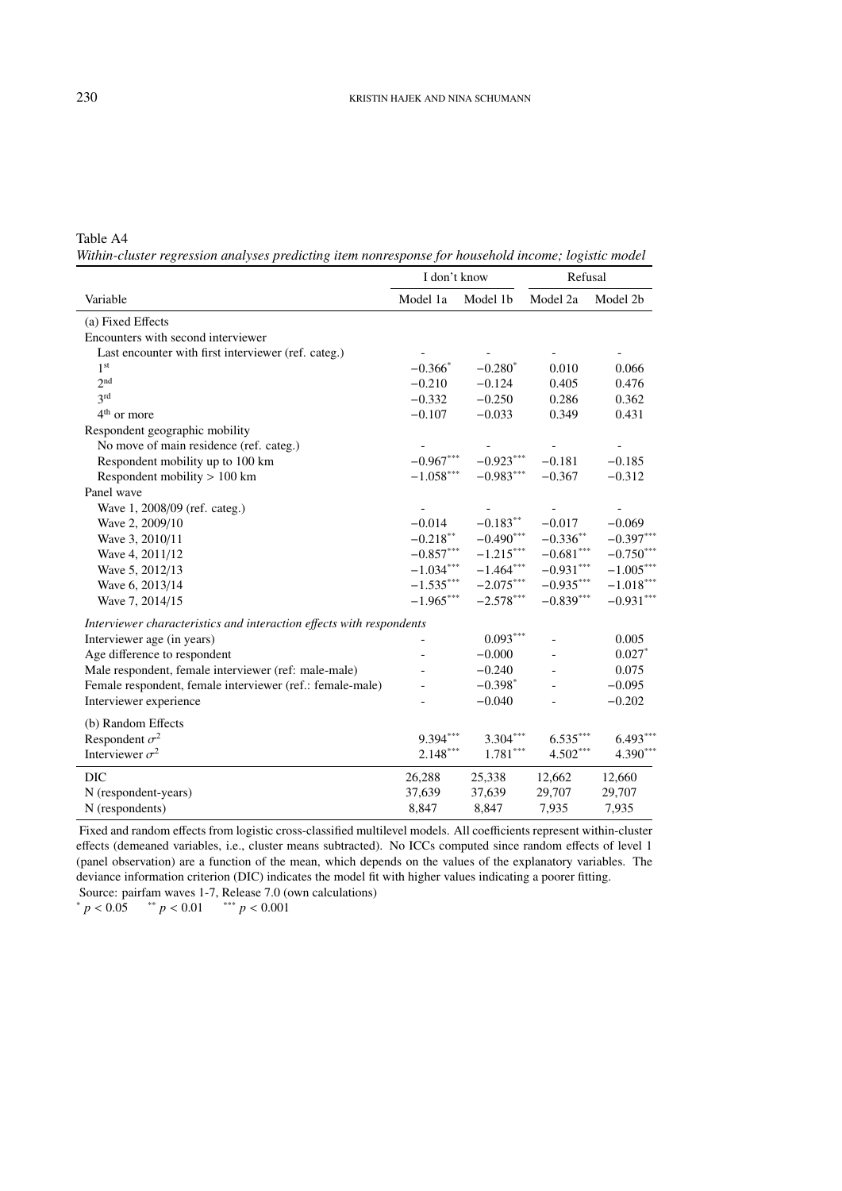Table A4
*Within-cluster regression analyses predicting item nonresponse for household income; logistic model*

| Variable | I don't know | | Refusal | |
|---|---|---|---|---|
| | Model 1a | Model 1b | Model 2a | Model 2b |
| (a) Fixed Effects | | | | |
| Encounters with second interviewer | | | | |
| Last encounter with first interviewer (ref. categ.) | - | - | - | - |
| 1st | $-0.366^{*}$ | $-0.280^{*}$ | 0.010 | 0.066 |
| 2nd | $-0.210$ | $-0.124$ | 0.405 | 0.476 |
| 3rd | $-0.332$ | $-0.250$ | 0.286 | 0.362 |
| 4th or more | $-0.107$ | $-0.033$ | 0.349 | 0.431 |
| Respondent geographic mobility | | | | |
| No move of main residence (ref. categ.) | - | - | - | - |
| Respondent mobility up to 100 km | $-0.967^{***}$ | $-0.923^{***}$ | $-0.181$ | $-0.185$ |
| Respondent mobility > 100 km | $-1.058^{***}$ | $-0.983^{***}$ | $-0.367$ | $-0.312$ |
| Panel wave | | | | |
| Wave 1, 2008/09 (ref. categ.) | - | - | - | - |
| Wave 2, 2009/10 | $-0.014$ | $-0.183^{**}$ | $-0.017$ | $-0.069$ |
| Wave 3, 2010/11 | $-0.218^{**}$ | $-0.490^{***}$ | $-0.336^{**}$ | $-0.397^{***}$ |
| Wave 4, 2011/12 | $-0.857^{***}$ | $-1.215^{***}$ | $-0.681^{***}$ | $-0.750^{***}$ |
| Wave 5, 2012/13 | $-1.034^{***}$ | $-1.464^{***}$ | $-0.931^{***}$ | $-1.005^{***}$ |
| Wave 6, 2013/14 | $-1.535^{***}$ | $-2.075^{***}$ | $-0.935^{***}$ | $-1.018^{***}$ |
| Wave 7, 2014/15 | $-1.965^{***}$ | $-2.578^{***}$ | $-0.839^{***}$ | $-0.931^{***}$ |
| *Interviewer characteristics and interaction effects with respondents* | | | | |
| Interviewer age (in years) | - | $0.093^{***}$ | - | 0.005 |
| Age difference to respondent | - | $-0.000$ | - | $0.027^{*}$ |
| Male respondent, female interviewer (ref: male-male) | - | $-0.240$ | - | 0.075 |
| Female respondent, female interviewer (ref.: female-male) | - | $-0.398^{*}$ | - | $-0.095$ |
| Interviewer experience | - | $-0.040$ | - | $-0.202$ |
| (b) Random Effects | | | | |
| Respondent $\sigma^2$ | $9.394^{***}$ | $3.304^{***}$ | $6.535^{***}$ | $6.493^{***}$ |
| Interviewer $\sigma^2$ | $2.148^{***}$ | $1.781^{***}$ | $4.502^{***}$ | $4.390^{***}$ |
| DIC | 26,288 | 25,338 | 12,662 | 12,660 |
| N (respondent-years) | 37,639 | 37,639 | 29,707 | 29,707 |
| N (respondents) | 8,847 | 8,847 | 7,935 | 7,935 |

Fixed and random effects from logistic cross-classified multilevel models. All coefficients represent within-cluster effects (demeaned variables, i.e., cluster means subtracted). No ICCs computed since random effects of level 1 (panel observation) are a function of the mean, which depends on the values of the explanatory variables. The deviance information criterion (DIC) indicates the model fit with higher values indicating a poorer fitting.
Source: pairfam waves 1-7, Release 7.0 (own calculations)
$^{*}$ $p < 0.05$ $^{**}$ $p < 0.01$ $^{***}$ $p < 0.001$